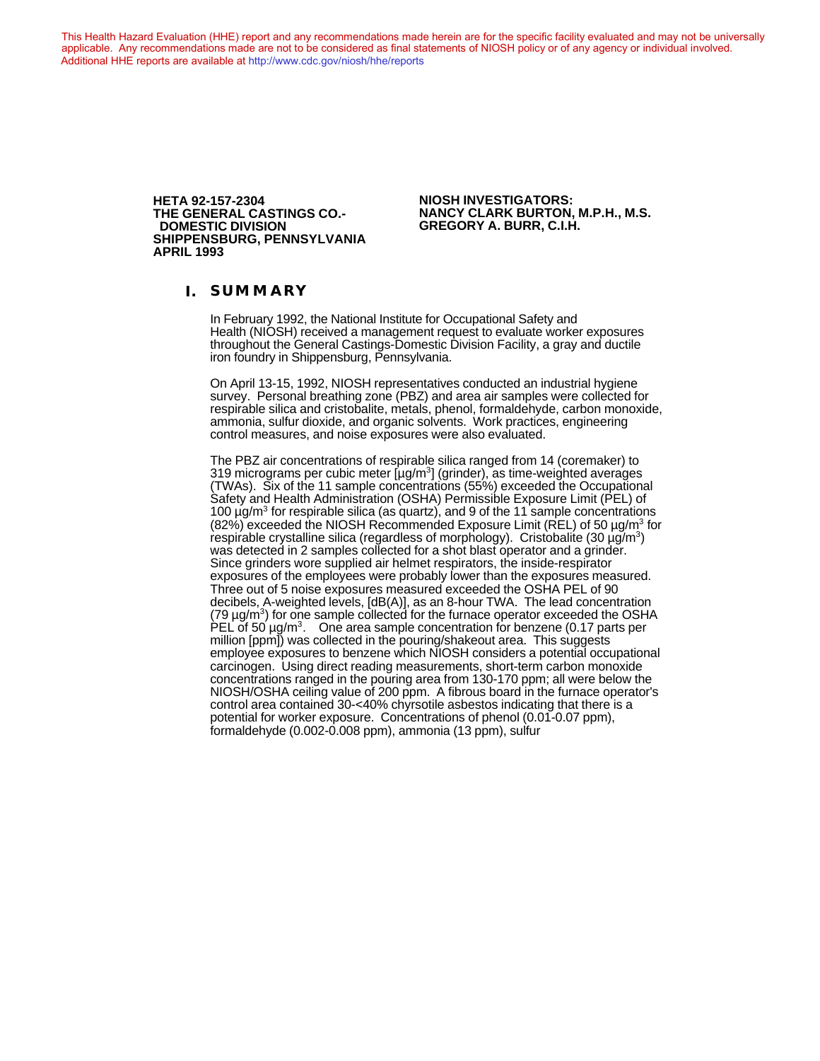This Health Hazard Evaluation (HHE) report and any recommendations made herein are for the specific facility evaluated and may not be universally applicable. Any recommendations made are not to be considered as final statements of NIOSH policy or of any agency or individual involved. Additional HHE reports are available at http://www.cdc.gov/niosh/hhe/reports

**HETA 92-157-2304**
**THE GENERAL CASTINGS CO.-**
**DOMESTIC DIVISION**
**SHIPPENSBURG, PENNSYLVANIA**
**APRIL 1993**

**NIOSH INVESTIGATORS:**
**NANCY CLARK BURTON, M.P.H., M.S.**
**GREGORY A. BURR, C.I.H.**

# I. SUMMARY

In February 1992, the National Institute for Occupational Safety and Health (NIOSH) received a management request to evaluate worker exposures throughout the General Castings-Domestic Division Facility, a gray and ductile iron foundry in Shippensburg, Pennsylvania.

On April 13-15, 1992, NIOSH representatives conducted an industrial hygiene survey. Personal breathing zone (PBZ) and area air samples were collected for respirable silica and cristobalite, metals, phenol, formaldehyde, carbon monoxide, ammonia, sulfur dioxide, and organic solvents. Work practices, engineering control measures, and noise exposures were also evaluated.

The PBZ air concentrations of respirable silica ranged from 14 (coremaker) to 319 micrograms per cubic meter [µg/m$^3$] (grinder), as time-weighted averages (TWAs). Six of the 11 sample concentrations (55%) exceeded the Occupational Safety and Health Administration (OSHA) Permissible Exposure Limit (PEL) of 100 µg/m$^3$ for respirable silica (as quartz), and 9 of the 11 sample concentrations (82%) exceeded the NIOSH Recommended Exposure Limit (REL) of 50 µg/m$^3$ for respirable crystalline silica (regardless of morphology). Cristobalite (30 µg/m$^3$) was detected in 2 samples collected for a shot blast operator and a grinder. Since grinders wore supplied air helmet respirators, the inside-respirator exposures of the employees were probably lower than the exposures measured. Three out of 5 noise exposures measured exceeded the OSHA PEL of 90 decibels, A-weighted levels, [dB(A)], as an 8-hour TWA. The lead concentration (79 µg/m$^3$) for one sample collected for the furnace operator exceeded the OSHA PEL of 50 µg/m$^3$. One area sample concentration for benzene (0.17 parts per million [ppm]) was collected in the pouring/shakeout area. This suggests employee exposures to benzene which NIOSH considers a potential occupational carcinogen. Using direct reading measurements, short-term carbon monoxide concentrations ranged in the pouring area from 130-170 ppm; all were below the NIOSH/OSHA ceiling value of 200 ppm. A fibrous board in the furnace operator's control area contained 30-<40% chrysotile asbestos indicating that there is a potential for worker exposure. Concentrations of phenol (0.01-0.07 ppm), formaldehyde (0.002-0.008 ppm), ammonia (13 ppm), sulfur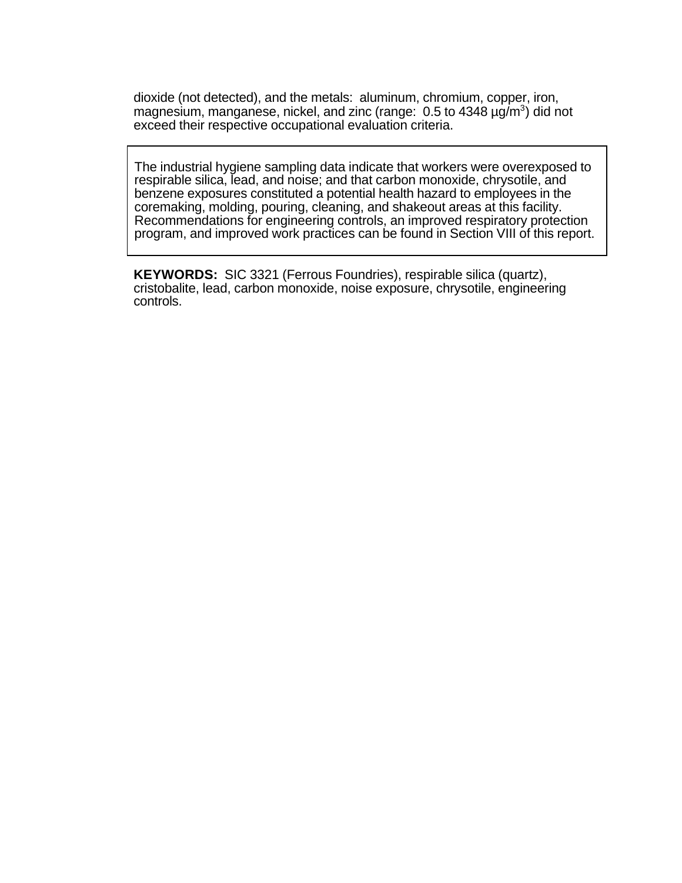dioxide (not detected), and the metals: aluminum, chromium, copper, iron, magnesium, manganese, nickel, and zinc (range: 0.5 to 4348 µg/$m^3$) did not exceed their respective occupational evaluation criteria.

The industrial hygiene sampling data indicate that workers were overexposed to respirable silica, lead, and noise; and that carbon monoxide, chrysotile, and benzene exposures constituted a potential health hazard to employees in the coremaking, molding, pouring, cleaning, and shakeout areas at this facility. Recommendations for engineering controls, an improved respiratory protection program, and improved work practices can be found in Section VIII of this report.

**KEYWORDS:** SIC 3321 (Ferrous Foundries), respirable silica (quartz), cristobalite, lead, carbon monoxide, noise exposure, chrysotile, engineering controls.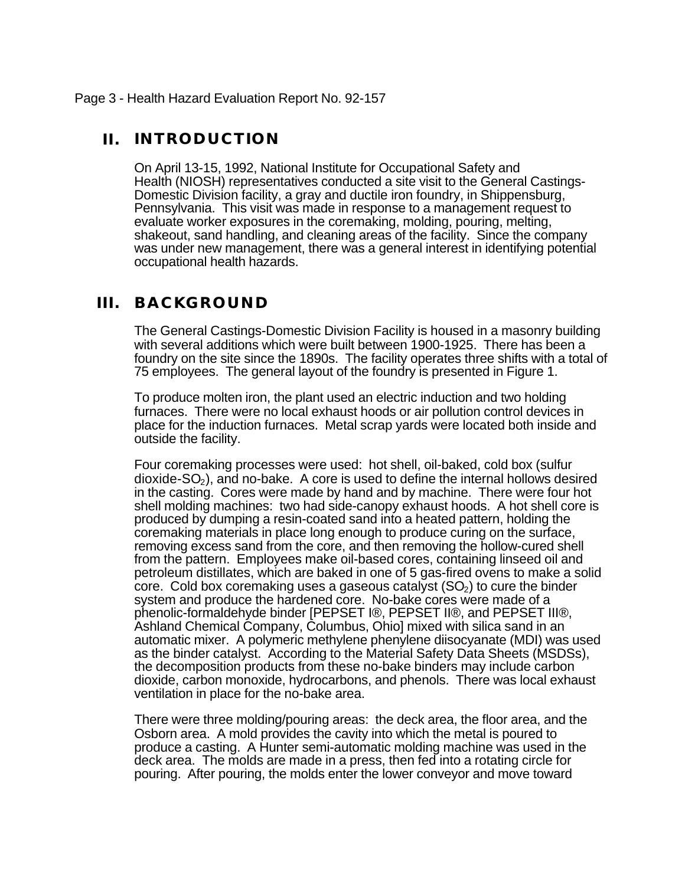## II. INTRODUCTION

On April 13-15, 1992, National Institute for Occupational Safety and Health (NIOSH) representatives conducted a site visit to the General Castings-Domestic Division facility, a gray and ductile iron foundry, in Shippensburg, Pennsylvania. This visit was made in response to a management request to evaluate worker exposures in the coremaking, molding, pouring, melting, shakeout, sand handling, and cleaning areas of the facility. Since the company was under new management, there was a general interest in identifying potential occupational health hazards.

## III. BACKGROUND

The General Castings-Domestic Division Facility is housed in a masonry building with several additions which were built between 1900-1925. There has been a foundry on the site since the 1890s. The facility operates three shifts with a total of 75 employees. The general layout of the foundry is presented in Figure 1.

To produce molten iron, the plant used an electric induction and two holding furnaces. There were no local exhaust hoods or air pollution control devices in place for the induction furnaces. Metal scrap yards were located both inside and outside the facility.

Four coremaking processes were used: hot shell, oil-baked, cold box (sulfur dioxide-$SO_2$), and no-bake. A core is used to define the internal hollows desired in the casting. Cores were made by hand and by machine. There were four hot shell molding machines: two had side-canopy exhaust hoods. A hot shell core is produced by dumping a resin-coated sand into a heated pattern, holding the coremaking materials in place long enough to produce curing on the surface, removing excess sand from the core, and then removing the hollow-cured shell from the pattern. Employees make oil-based cores, containing linseed oil and petroleum distillates, which are baked in one of 5 gas-fired ovens to make a solid core. Cold box coremaking uses a gaseous catalyst ($SO_2$) to cure the binder system and produce the hardened core. No-bake cores were made of a phenolic-formaldehyde binder [PEPSET I®, PEPSET II®, and PEPSET III®, Ashland Chemical Company, Columbus, Ohio] mixed with silica sand in an automatic mixer. A polymeric methylene phenylene diisocyanate (MDI) was used as the binder catalyst. According to the Material Safety Data Sheets (MSDSs), the decomposition products from these no-bake binders may include carbon dioxide, carbon monoxide, hydrocarbons, and phenols. There was local exhaust ventilation in place for the no-bake area.

There were three molding/pouring areas: the deck area, the floor area, and the Osborn area. A mold provides the cavity into which the metal is poured to produce a casting. A Hunter semi-automatic molding machine was used in the deck area. The molds are made in a press, then fed into a rotating circle for pouring. After pouring, the molds enter the lower conveyor and move toward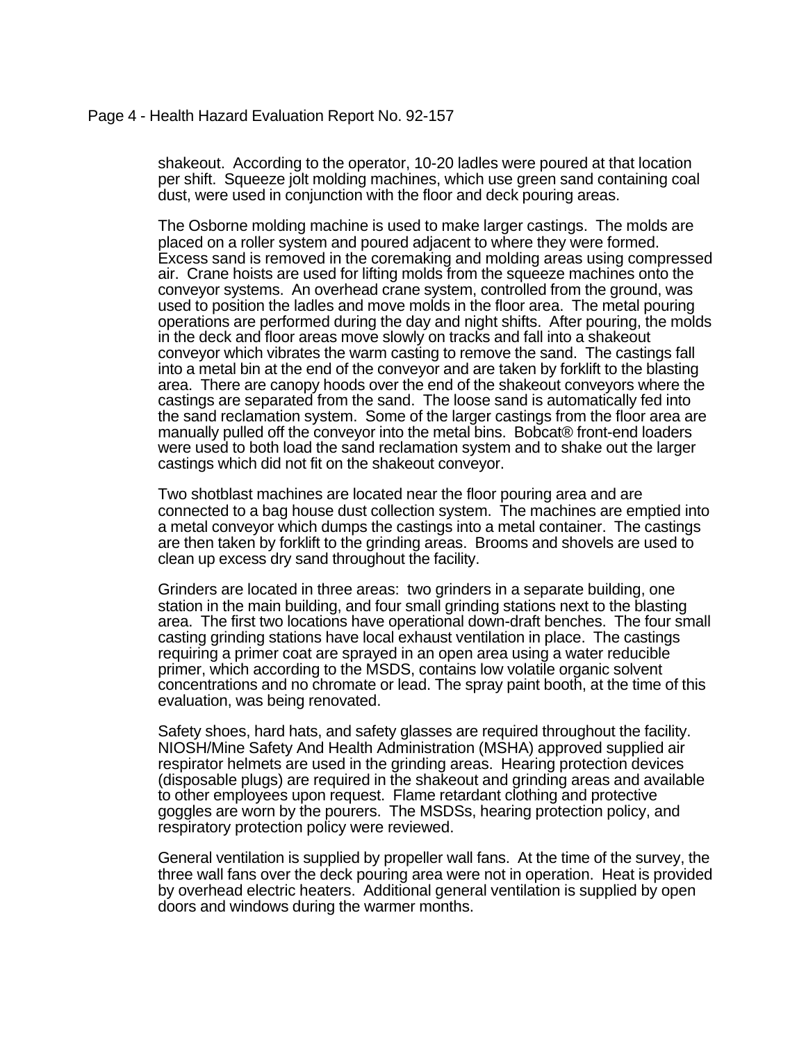shakeout. According to the operator, 10-20 ladles were poured at that location per shift. Squeeze jolt molding machines, which use green sand containing coal dust, were used in conjunction with the floor and deck pouring areas.

The Osborne molding machine is used to make larger castings. The molds are placed on a roller system and poured adjacent to where they were formed. Excess sand is removed in the coremaking and molding areas using compressed air. Crane hoists are used for lifting molds from the squeeze machines onto the conveyor systems. An overhead crane system, controlled from the ground, was used to position the ladles and move molds in the floor area. The metal pouring operations are performed during the day and night shifts. After pouring, the molds in the deck and floor areas move slowly on tracks and fall into a shakeout conveyor which vibrates the warm casting to remove the sand. The castings fall into a metal bin at the end of the conveyor and are taken by forklift to the blasting area. There are canopy hoods over the end of the shakeout conveyors where the castings are separated from the sand. The loose sand is automatically fed into the sand reclamation system. Some of the larger castings from the floor area are manually pulled off the conveyor into the metal bins. Bobcat® front-end loaders were used to both load the sand reclamation system and to shake out the larger castings which did not fit on the shakeout conveyor.

Two shotblast machines are located near the floor pouring area and are connected to a bag house dust collection system. The machines are emptied into a metal conveyor which dumps the castings into a metal container. The castings are then taken by forklift to the grinding areas. Brooms and shovels are used to clean up excess dry sand throughout the facility.

Grinders are located in three areas: two grinders in a separate building, one station in the main building, and four small grinding stations next to the blasting area. The first two locations have operational down-draft benches. The four small casting grinding stations have local exhaust ventilation in place. The castings requiring a primer coat are sprayed in an open area using a water reducible primer, which according to the MSDS, contains low volatile organic solvent concentrations and no chromate or lead. The spray paint booth, at the time of this evaluation, was being renovated.

Safety shoes, hard hats, and safety glasses are required throughout the facility. NIOSH/Mine Safety And Health Administration (MSHA) approved supplied air respirator helmets are used in the grinding areas. Hearing protection devices (disposable plugs) are required in the shakeout and grinding areas and available to other employees upon request. Flame retardant clothing and protective goggles are worn by the pourers. The MSDSs, hearing protection policy, and respiratory protection policy were reviewed.

General ventilation is supplied by propeller wall fans. At the time of the survey, the three wall fans over the deck pouring area were not in operation. Heat is provided by overhead electric heaters. Additional general ventilation is supplied by open doors and windows during the warmer months.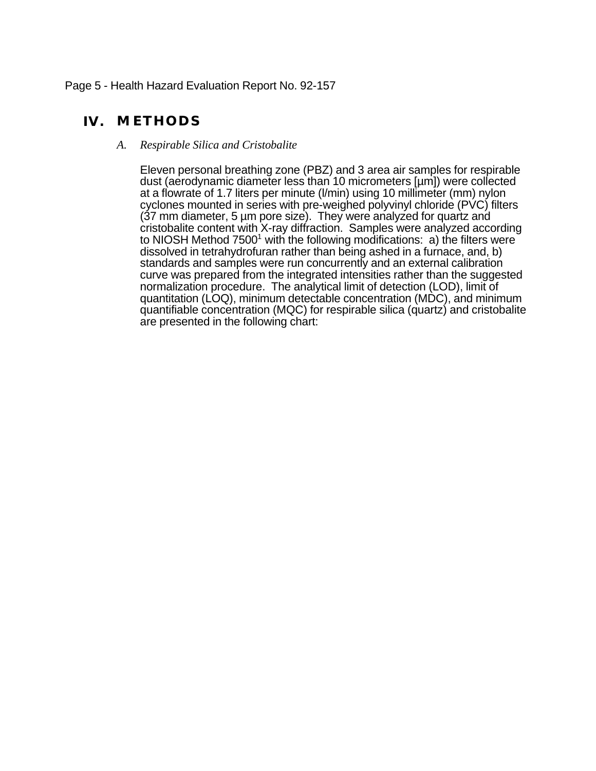# IV. METHODS

## *A. Respirable Silica and Cristobalite*

Eleven personal breathing zone (PBZ) and 3 area air samples for respirable dust (aerodynamic diameter less than 10 micrometers [µm]) were collected at a flowrate of 1.7 liters per minute (l/min) using 10 millimeter (mm) nylon cyclones mounted in series with pre-weighed polyvinyl chloride (PVC) filters (37 mm diameter, 5 µm pore size). They were analyzed for quartz and cristobalite content with X-ray diffraction. Samples were analyzed according to NIOSH Method 7500[1] with the following modifications: a) the filters were dissolved in tetrahydrofuran rather than being ashed in a furnace, and, b) standards and samples were run concurrently and an external calibration curve was prepared from the integrated intensities rather than the suggested normalization procedure. The analytical limit of detection (LOD), limit of quantitation (LOQ), minimum detectable concentration (MDC), and minimum quantifiable concentration (MQC) for respirable silica (quartz) and cristobalite are presented in the following chart: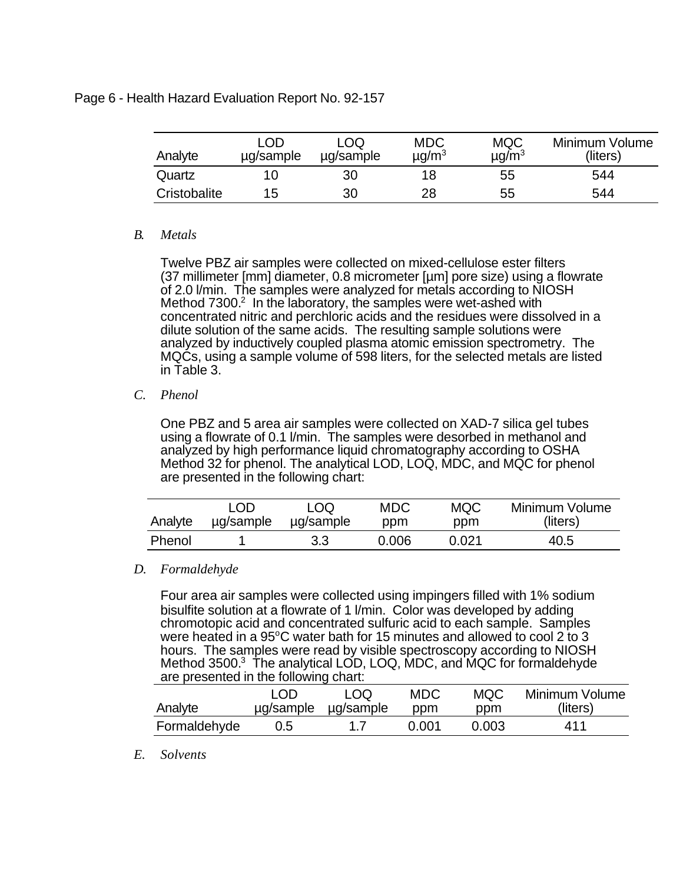| Analyte | LOD µg/sample | LOQ µg/sample | MDC µg/m$^3$ | MQC µg/m$^3$ | Minimum Volume (liters) |
|---|---|---|---|---|---|
| Quartz | 10 | 30 | 18 | 55 | 544 |
| Cristobalite | 15 | 30 | 28 | 55 | 544 |

### *B. Metals*

Twelve PBZ air samples were collected on mixed-cellulose ester filters (37 millimeter [mm] diameter, 0.8 micrometer [µm] pore size) using a flowrate of 2.0 l/min. The samples were analyzed for metals according to NIOSH Method 7300.[2] In the laboratory, the samples were wet-ashed with concentrated nitric and perchloric acids and the residues were dissolved in a dilute solution of the same acids. The resulting sample solutions were analyzed by inductively coupled plasma atomic emission spectrometry. The MQCs, using a sample volume of 598 liters, for the selected metals are listed in Table 3.

### *C. Phenol*

One PBZ and 5 area air samples were collected on XAD-7 silica gel tubes using a flowrate of 0.1 l/min. The samples were desorbed in methanol and analyzed by high performance liquid chromatography according to OSHA Method 32 for phenol. The analytical LOD, LOQ, MDC, and MQC for phenol are presented in the following chart:

| Analyte | LOD µg/sample | LOQ µg/sample | MDC ppm | MQC ppm | Minimum Volume (liters) |
|---|---|---|---|---|---|
| Phenol | 1 | 3.3 | 0.006 | 0.021 | 40.5 |

### *D. Formaldehyde*

Four area air samples were collected using impingers filled with 1% sodium bisulfite solution at a flowrate of 1 l/min. Color was developed by adding chromotopic acid and concentrated sulfuric acid to each sample. Samples were heated in a 95°C water bath for 15 minutes and allowed to cool 2 to 3 hours. The samples were read by visible spectroscopy according to NIOSH Method 3500.[3] The analytical LOD, LOQ, MDC, and MQC for formaldehyde are presented in the following chart:

| Analyte | LOD µg/sample | LOQ µg/sample | MDC ppm | MQC ppm | Minimum Volume (liters) |
|---|---|---|---|---|---|
| Formaldehyde | 0.5 | 1.7 | 0.001 | 0.003 | 411 |

### *E. Solvents*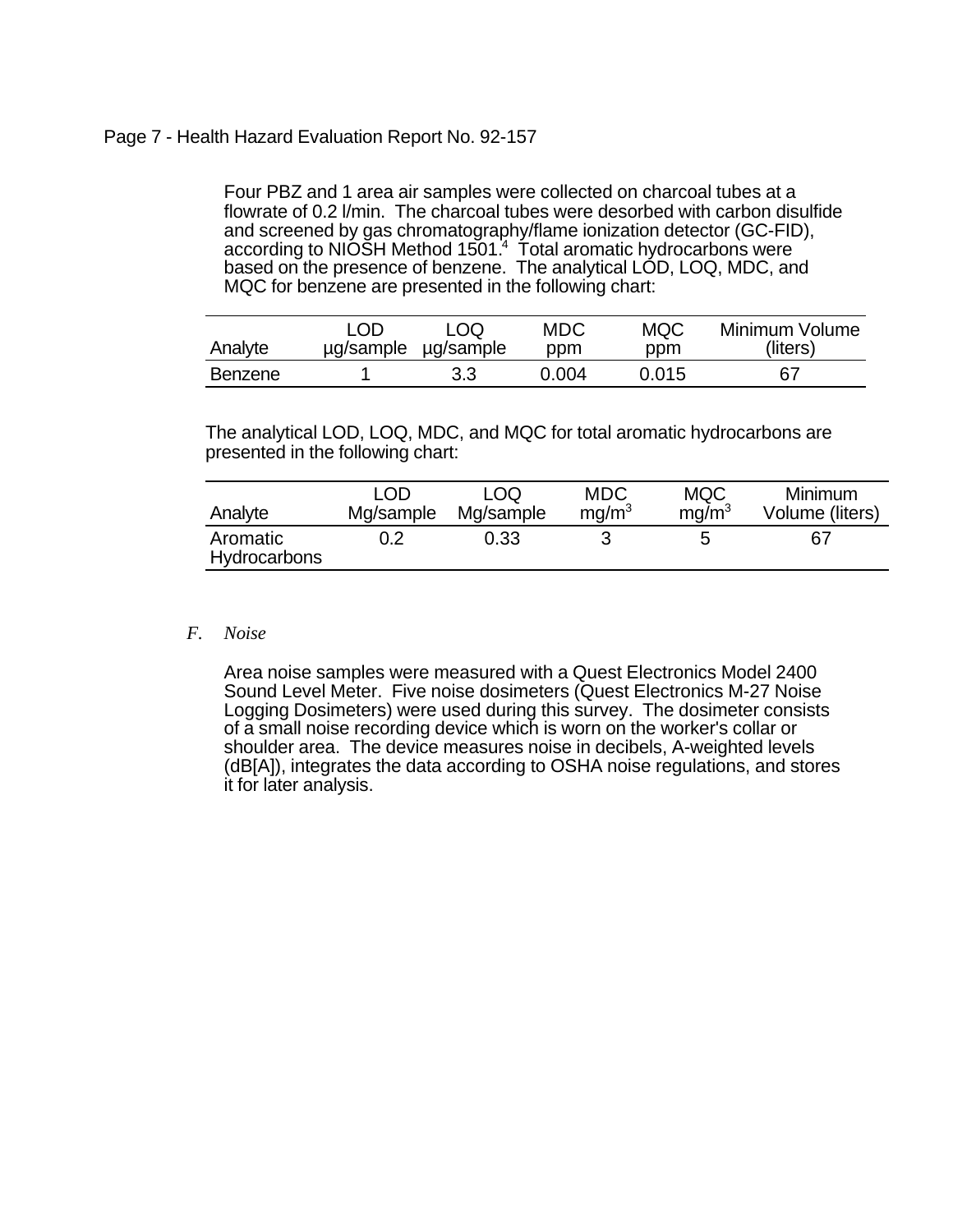Four PBZ and 1 area air samples were collected on charcoal tubes at a flowrate of 0.2 l/min. The charcoal tubes were desorbed with carbon disulfide and screened by gas chromatography/flame ionization detector (GC-FID), according to NIOSH Method 1501.[4] Total aromatic hydrocarbons were based on the presence of benzene. The analytical LOD, LOQ, MDC, and MQC for benzene are presented in the following chart:

| Analyte | LOD µg/sample | LOQ µg/sample | MDC ppm | MQC ppm | Minimum Volume (liters) |
|---|---|---|---|---|---|
| Benzene | 1 | 3.3 | 0.004 | 0.015 | 67 |

The analytical LOD, LOQ, MDC, and MQC for total aromatic hydrocarbons are presented in the following chart:

| Analyte | LOD Mg/sample | LOQ Mg/sample | MDC $mg/m^3$ | MQC $mg/m^3$ | Minimum Volume (liters) |
|---|---|---|---|---|---|
| Aromatic Hydrocarbons | 0.2 | 0.33 | 3 | 5 | 67 |

*F. Noise*

Area noise samples were measured with a Quest Electronics Model 2400 Sound Level Meter. Five noise dosimeters (Quest Electronics M-27 Noise Logging Dosimeters) were used during this survey. The dosimeter consists of a small noise recording device which is worn on the worker's collar or shoulder area. The device measures noise in decibels, A-weighted levels (dB[A]), integrates the data according to OSHA noise regulations, and stores it for later analysis.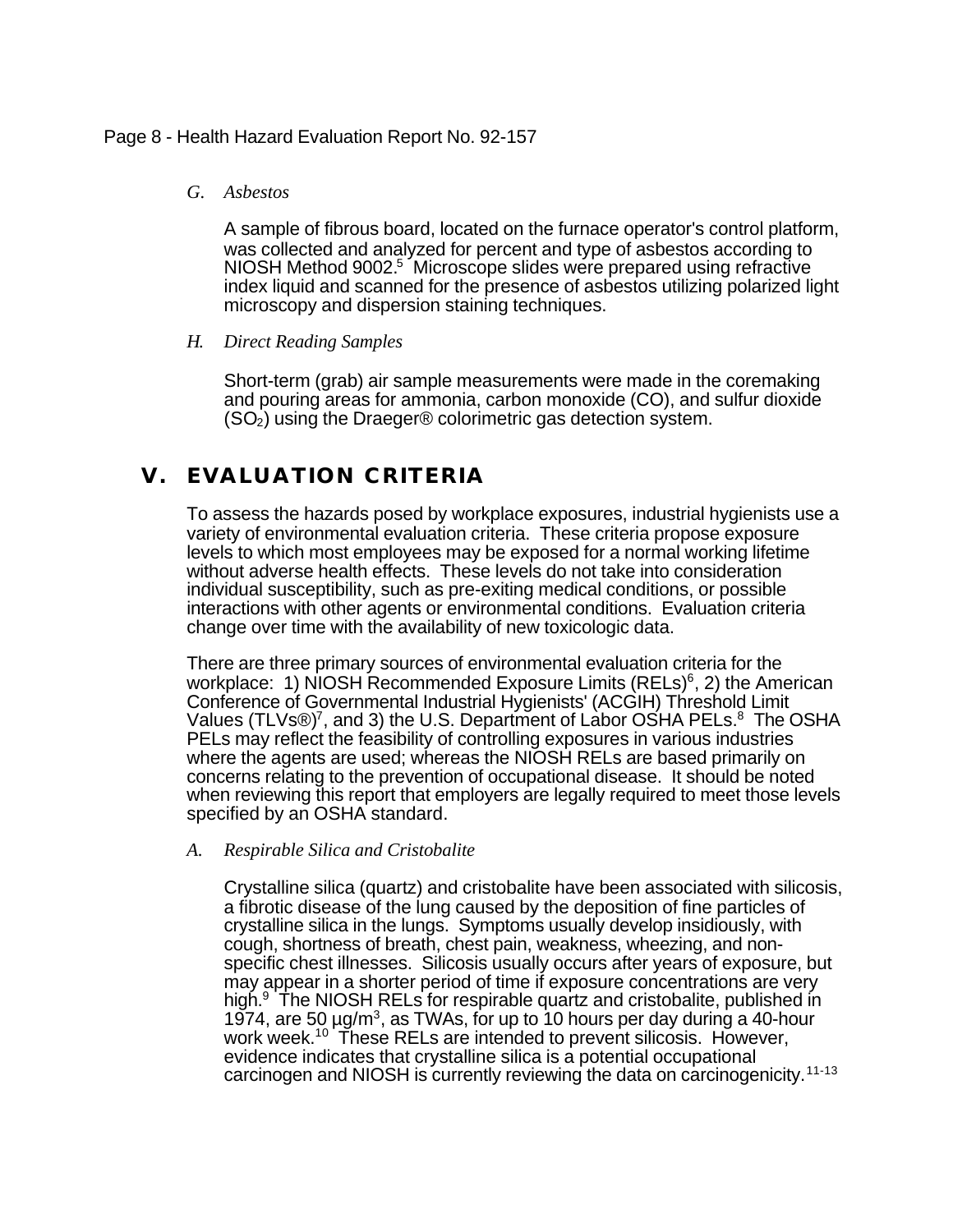*G. Asbestos*

A sample of fibrous board, located on the furnace operator's control platform, was collected and analyzed for percent and type of asbestos according to NIOSH Method 9002.[5] Microscope slides were prepared using refractive index liquid and scanned for the presence of asbestos utilizing polarized light microscopy and dispersion staining techniques.

*H. Direct Reading Samples*

Short-term (grab) air sample measurements were made in the coremaking and pouring areas for ammonia, carbon monoxide (CO), and sulfur dioxide ($SO_2$) using the Draeger® colorimetric gas detection system.

## V. EVALUATION CRITERIA

To assess the hazards posed by workplace exposures, industrial hygienists use a variety of environmental evaluation criteria. These criteria propose exposure levels to which most employees may be exposed for a normal working lifetime without adverse health effects. These levels do not take into consideration individual susceptibility, such as pre-exiting medical conditions, or possible interactions with other agents or environmental conditions. Evaluation criteria change over time with the availability of new toxicologic data.

There are three primary sources of environmental evaluation criteria for the workplace: 1) NIOSH Recommended Exposure Limits (RELs)[6], 2) the American Conference of Governmental Industrial Hygienists' (ACGIH) Threshold Limit Values (TLVs®)[7], and 3) the U.S. Department of Labor OSHA PELs.[8] The OSHA PELs may reflect the feasibility of controlling exposures in various industries where the agents are used; whereas the NIOSH RELs are based primarily on concerns relating to the prevention of occupational disease. It should be noted when reviewing this report that employers are legally required to meet those levels specified by an OSHA standard.

*A. Respirable Silica and Cristobalite*

Crystalline silica (quartz) and cristobalite have been associated with silicosis, a fibrotic disease of the lung caused by the deposition of fine particles of crystalline silica in the lungs. Symptoms usually develop insidiously, with cough, shortness of breath, chest pain, weakness, wheezing, and non-specific chest illnesses. Silicosis usually occurs after years of exposure, but may appear in a shorter period of time if exposure concentrations are very high.[9] The NIOSH RELs for respirable quartz and cristobalite, published in 1974, are 50 µg/m$^3$, as TWAs, for up to 10 hours per day during a 40-hour work week.[10] These RELs are intended to prevent silicosis. However, evidence indicates that crystalline silica is a potential occupational carcinogen and NIOSH is currently reviewing the data on carcinogenicity.[11-13]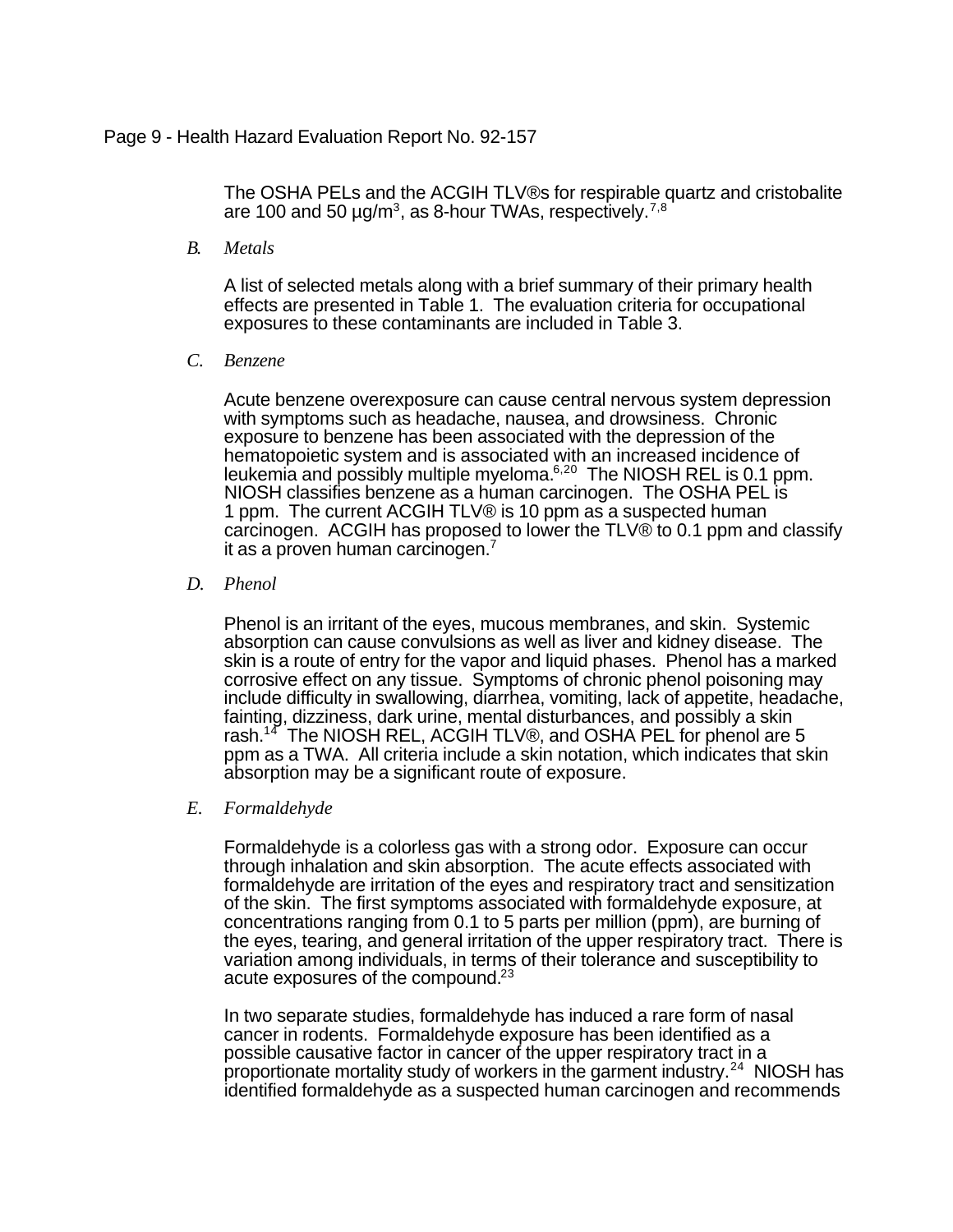The OSHA PELs and the ACGIH TLV®s for respirable quartz and cristobalite are 100 and 50 µg/m$^3$, as 8-hour TWAs, respectively.[7,8]

### B. Metals

A list of selected metals along with a brief summary of their primary health effects are presented in Table 1. The evaluation criteria for occupational exposures to these contaminants are included in Table 3.

### C. Benzene

Acute benzene overexposure can cause central nervous system depression with symptoms such as headache, nausea, and drowsiness. Chronic exposure to benzene has been associated with the depression of the hematopoietic system and is associated with an increased incidence of leukemia and possibly multiple myeloma.[6,20] The NIOSH REL is 0.1 ppm. NIOSH classifies benzene as a human carcinogen. The OSHA PEL is 1 ppm. The current ACGIH TLV® is 10 ppm as a suspected human carcinogen. ACGIH has proposed to lower the TLV® to 0.1 ppm and classify it as a proven human carcinogen.[7]

### D. Phenol

Phenol is an irritant of the eyes, mucous membranes, and skin. Systemic absorption can cause convulsions as well as liver and kidney disease. The skin is a route of entry for the vapor and liquid phases. Phenol has a marked corrosive effect on any tissue. Symptoms of chronic phenol poisoning may include difficulty in swallowing, diarrhea, vomiting, lack of appetite, headache, fainting, dizziness, dark urine, mental disturbances, and possibly a skin rash.[14] The NIOSH REL, ACGIH TLV®, and OSHA PEL for phenol are 5 ppm as a TWA. All criteria include a skin notation, which indicates that skin absorption may be a significant route of exposure.

### E. Formaldehyde

Formaldehyde is a colorless gas with a strong odor. Exposure can occur through inhalation and skin absorption. The acute effects associated with formaldehyde are irritation of the eyes and respiratory tract and sensitization of the skin. The first symptoms associated with formaldehyde exposure, at concentrations ranging from 0.1 to 5 parts per million (ppm), are burning of the eyes, tearing, and general irritation of the upper respiratory tract. There is variation among individuals, in terms of their tolerance and susceptibility to acute exposures of the compound.[23]

In two separate studies, formaldehyde has induced a rare form of nasal cancer in rodents. Formaldehyde exposure has been identified as a possible causative factor in cancer of the upper respiratory tract in a proportionate mortality study of workers in the garment industry.[24] NIOSH has identified formaldehyde as a suspected human carcinogen and recommends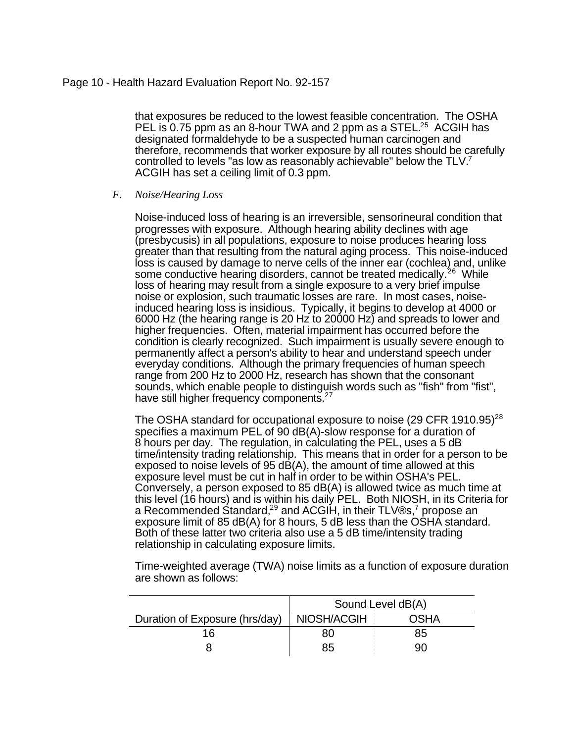that exposures be reduced to the lowest feasible concentration. The OSHA PEL is 0.75 ppm as an 8-hour TWA and 2 ppm as a STEL.[25] ACGIH has designated formaldehyde to be a suspected human carcinogen and therefore, recommends that worker exposure by all routes should be carefully controlled to levels "as low as reasonably achievable" below the TLV.[7] ACGIH has set a ceiling limit of 0.3 ppm.

### F. *Noise/Hearing Loss*

Noise-induced loss of hearing is an irreversible, sensorineural condition that progresses with exposure. Although hearing ability declines with age (presbycusis) in all populations, exposure to noise produces hearing loss greater than that resulting from the natural aging process. This noise-induced loss is caused by damage to nerve cells of the inner ear (cochlea) and, unlike some conductive hearing disorders, cannot be treated medically.[26] While loss of hearing may result from a single exposure to a very brief impulse noise or explosion, such traumatic losses are rare. In most cases, noise-induced hearing loss is insidious. Typically, it begins to develop at 4000 or 6000 Hz (the hearing range is 20 Hz to 20000 Hz) and spreads to lower and higher frequencies. Often, material impairment has occurred before the condition is clearly recognized. Such impairment is usually severe enough to permanently affect a person's ability to hear and understand speech under everyday conditions. Although the primary frequencies of human speech range from 200 Hz to 2000 Hz, research has shown that the consonant sounds, which enable people to distinguish words such as "fish" from "fist", have still higher frequency components.[27]

The OSHA standard for occupational exposure to noise (29 CFR 1910.95)[28] specifies a maximum PEL of 90 dB(A)-slow response for a duration of 8 hours per day. The regulation, in calculating the PEL, uses a 5 dB time/intensity trading relationship. This means that in order for a person to be exposed to noise levels of 95 dB(A), the amount of time allowed at this exposure level must be cut in half in order to be within OSHA's PEL. Conversely, a person exposed to 85 dB(A) is allowed twice as much time at this level (16 hours) and is within his daily PEL. Both NIOSH, in its Criteria for a Recommended Standard,[29] and ACGIH, in their TLV®s,[7] propose an exposure limit of 85 dB(A) for 8 hours, 5 dB less than the OSHA standard. Both of these latter two criteria also use a 5 dB time/intensity trading relationship in calculating exposure limits.

Time-weighted average (TWA) noise limits as a function of exposure duration are shown as follows:

| | Sound Level dB(A) | |
|---|---|---|
| Duration of Exposure (hrs/day) | NIOSH/ACGIH | OSHA |
| 16 | 80 | 85 |
| 8 | 85 | 90 |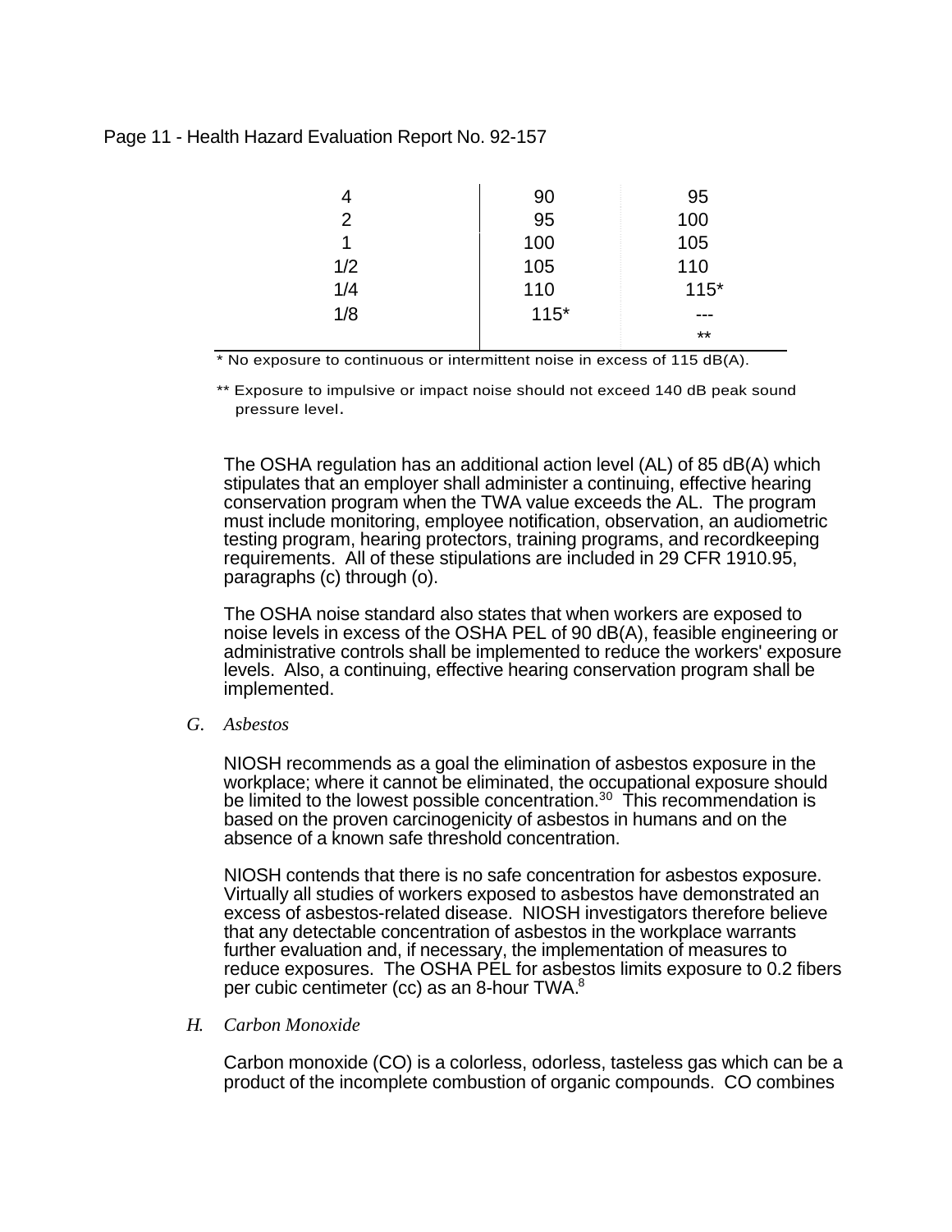| | | |
|---|---|---|
| 4 | 90 | 95 |
| 2 | 95 | 100 |
| 1 | 100 | 105 |
| 1/2 | 105 | 110 |
| 1/4 | 110 | 115* |
| 1/8 | 115* | --- |
| | | ** |

* No exposure to continuous or intermittent noise in excess of 115 dB(A).

** Exposure to impulsive or impact noise should not exceed 140 dB peak sound pressure level.

The OSHA regulation has an additional action level (AL) of 85 dB(A) which stipulates that an employer shall administer a continuing, effective hearing conservation program when the TWA value exceeds the AL. The program must include monitoring, employee notification, observation, an audiometric testing program, hearing protectors, training programs, and recordkeeping requirements. All of these stipulations are included in 29 CFR 1910.95, paragraphs (c) through (o).

The OSHA noise standard also states that when workers are exposed to noise levels in excess of the OSHA PEL of 90 dB(A), feasible engineering or administrative controls shall be implemented to reduce the workers' exposure levels. Also, a continuing, effective hearing conservation program shall be implemented.

### G. *Asbestos*

NIOSH recommends as a goal the elimination of asbestos exposure in the workplace; where it cannot be eliminated, the occupational exposure should be limited to the lowest possible concentration.[30] This recommendation is based on the proven carcinogenicity of asbestos in humans and on the absence of a known safe threshold concentration.

NIOSH contends that there is no safe concentration for asbestos exposure. Virtually all studies of workers exposed to asbestos have demonstrated an excess of asbestos-related disease. NIOSH investigators therefore believe that any detectable concentration of asbestos in the workplace warrants further evaluation and, if necessary, the implementation of measures to reduce exposures. The OSHA PEL for asbestos limits exposure to 0.2 fibers per cubic centimeter (cc) as an 8-hour TWA.[8]

### H. *Carbon Monoxide*

Carbon monoxide (CO) is a colorless, odorless, tasteless gas which can be a product of the incomplete combustion of organic compounds. CO combines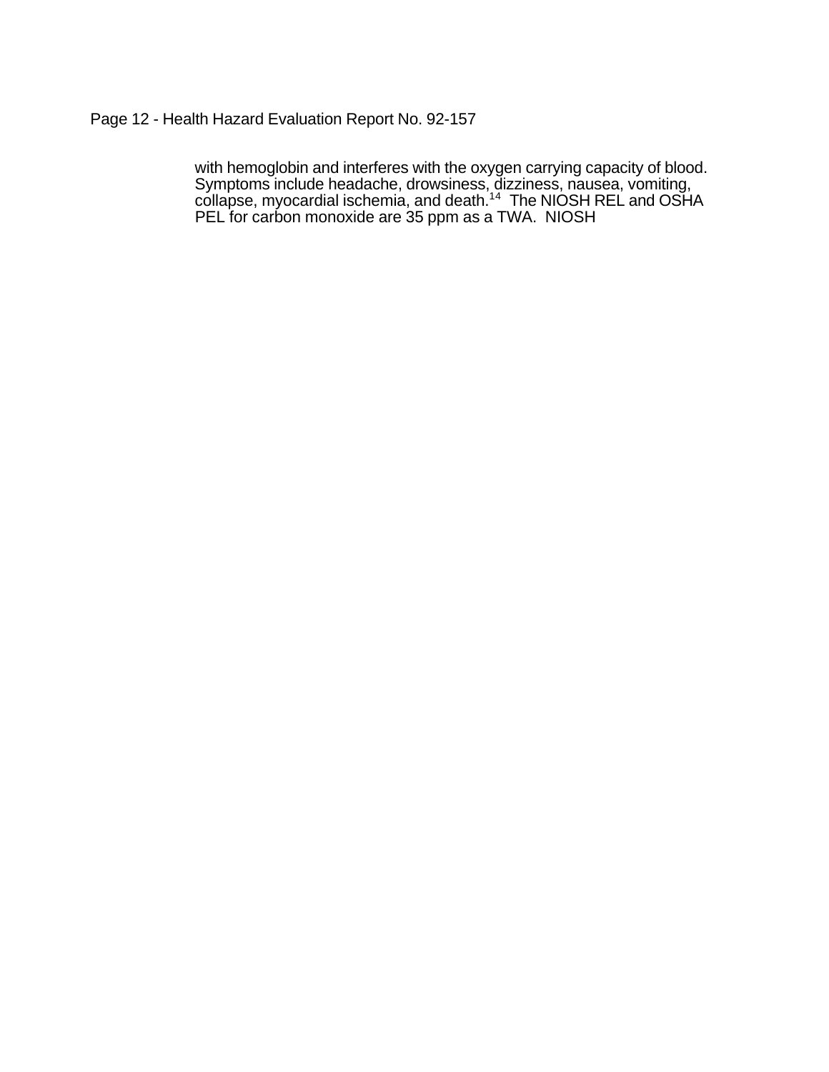with hemoglobin and interferes with the oxygen carrying capacity of blood. Symptoms include headache, drowsiness, dizziness, nausea, vomiting, collapse, myocardial ischemia, and death.[14] The NIOSH REL and OSHA PEL for carbon monoxide are 35 ppm as a TWA. NIOSH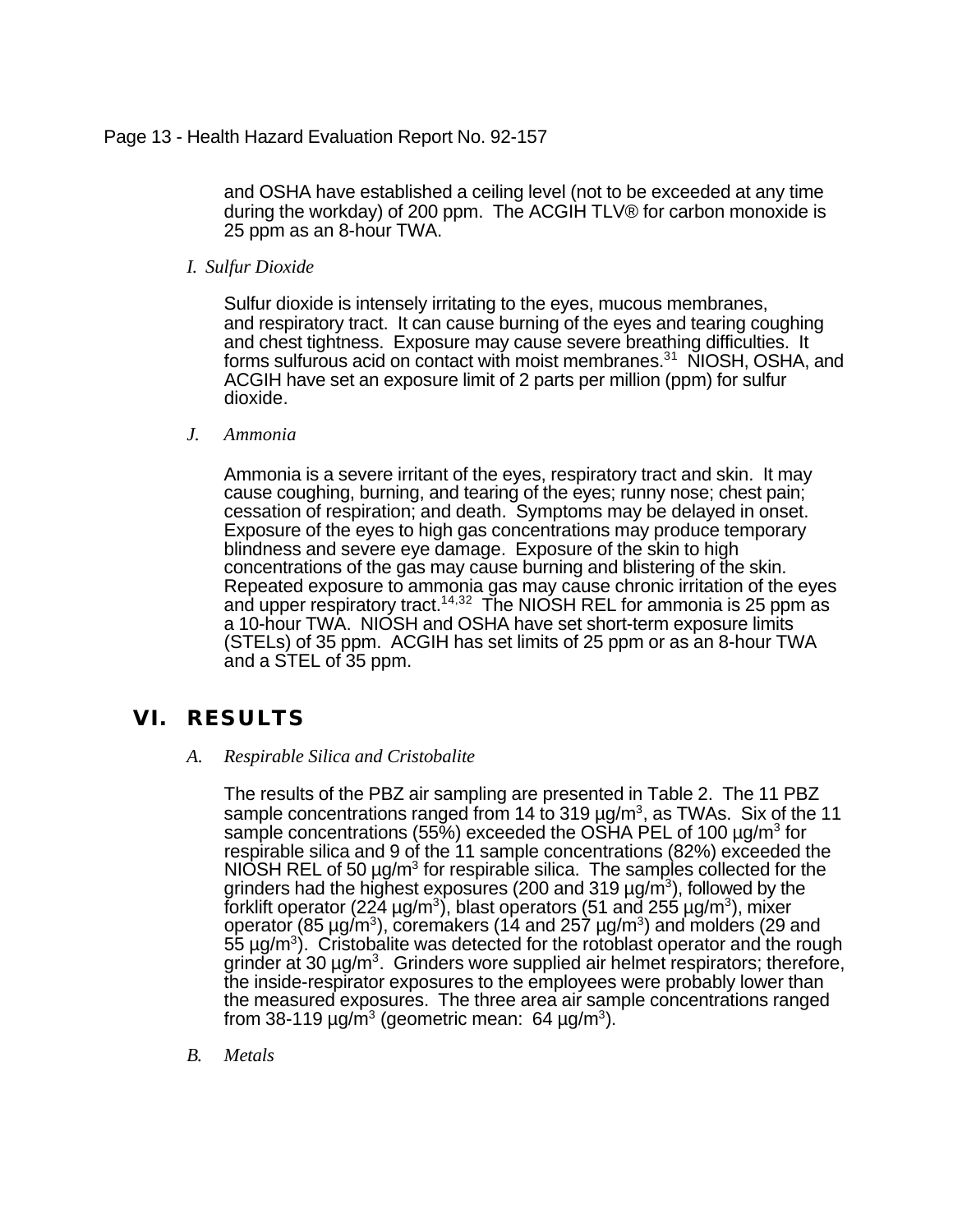and OSHA have established a ceiling level (not to be exceeded at any time during the workday) of 200 ppm. The ACGIH TLV® for carbon monoxide is 25 ppm as an 8-hour TWA.

*I. Sulfur Dioxide*

Sulfur dioxide is intensely irritating to the eyes, mucous membranes, and respiratory tract. It can cause burning of the eyes and tearing coughing and chest tightness. Exposure may cause severe breathing difficulties. It forms sulfurous acid on contact with moist membranes.[31] NIOSH, OSHA, and ACGIH have set an exposure limit of 2 parts per million (ppm) for sulfur dioxide.

*J. Ammonia*

Ammonia is a severe irritant of the eyes, respiratory tract and skin. It may cause coughing, burning, and tearing of the eyes; runny nose; chest pain; cessation of respiration; and death. Symptoms may be delayed in onset. Exposure of the eyes to high gas concentrations may produce temporary blindness and severe eye damage. Exposure of the skin to high concentrations of the gas may cause burning and blistering of the skin. Repeated exposure to ammonia gas may cause chronic irritation of the eyes and upper respiratory tract.[14,32] The NIOSH REL for ammonia is 25 ppm as a 10-hour TWA. NIOSH and OSHA have set short-term exposure limits (STELs) of 35 ppm. ACGIH has set limits of 25 ppm or as an 8-hour TWA and a STEL of 35 ppm.

## VI. RESULTS

*A. Respirable Silica and Cristobalite*

The results of the PBZ air sampling are presented in Table 2. The 11 PBZ sample concentrations ranged from 14 to 319 µg/m$^3$, as TWAs. Six of the 11 sample concentrations (55%) exceeded the OSHA PEL of 100 µg/m$^3$ for respirable silica and 9 of the 11 sample concentrations (82%) exceeded the NIOSH REL of 50 µg/m$^3$ for respirable silica. The samples collected for the grinders had the highest exposures (200 and 319 µg/m$^3$), followed by the forklift operator (224 µg/m$^3$), blast operators (51 and 255 µg/m$^3$), mixer operator (85 µg/m$^3$), coremakers (14 and 257 µg/m$^3$) and molders (29 and 55 µg/m$^3$). Cristobalite was detected for the rotoblast operator and the rough grinder at 30 µg/m$^3$. Grinders wore supplied air helmet respirators; therefore, the inside-respirator exposures to the employees were probably lower than the measured exposures. The three area air sample concentrations ranged from 38-119 µg/m$^3$ (geometric mean: 64 µg/m$^3$).

*B. Metals*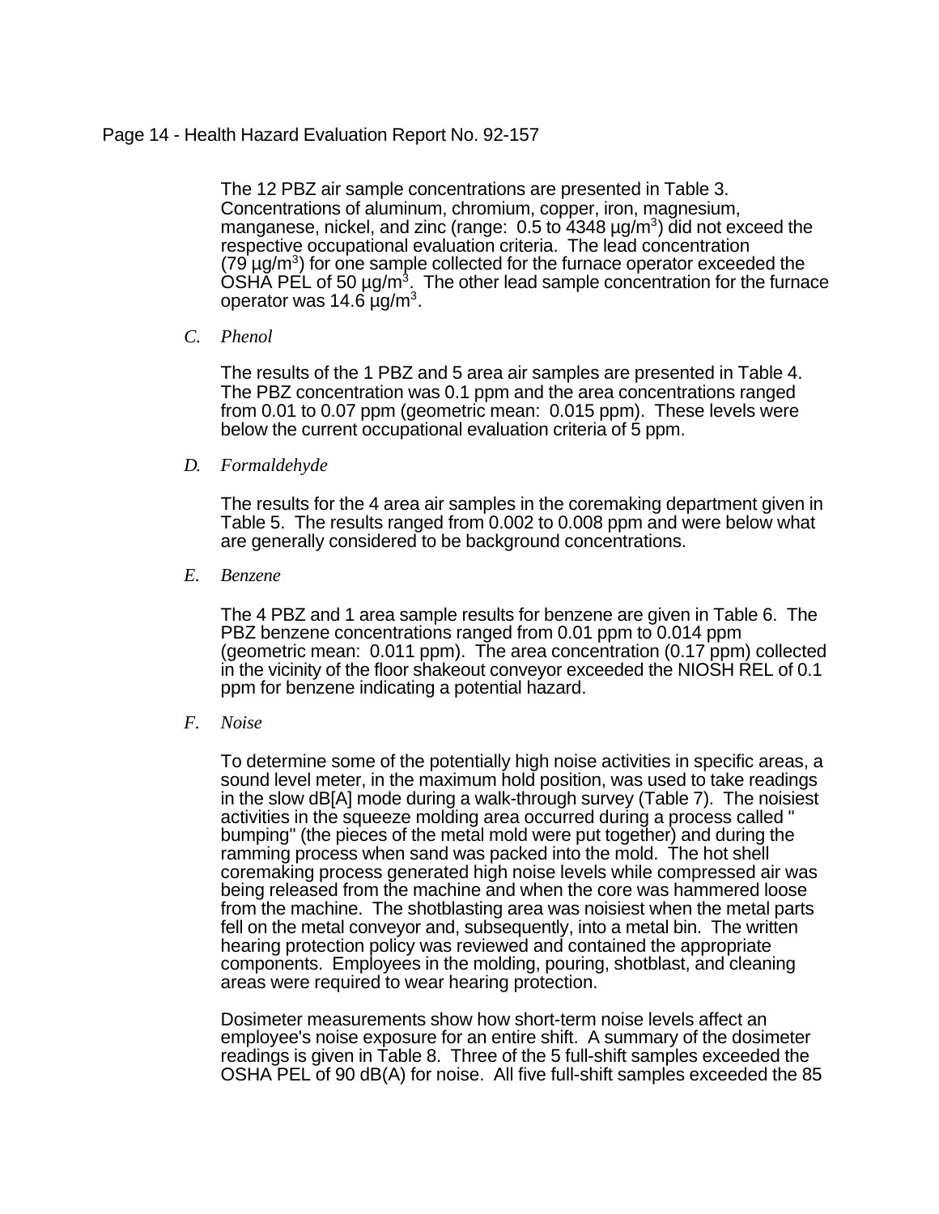The 12 PBZ air sample concentrations are presented in Table 3. Concentrations of aluminum, chromium, copper, iron, magnesium, manganese, nickel, and zinc (range: 0.5 to 4348 µg/m$^3$) did not exceed the respective occupational evaluation criteria. The lead concentration (79 µg/m$^3$) for one sample collected for the furnace operator exceeded the OSHA PEL of 50 µg/m$^3$. The other lead sample concentration for the furnace operator was 14.6 µg/m$^3$.

*C. Phenol*

The results of the 1 PBZ and 5 area air samples are presented in Table 4. The PBZ concentration was 0.1 ppm and the area concentrations ranged from 0.01 to 0.07 ppm (geometric mean: 0.015 ppm). These levels were below the current occupational evaluation criteria of 5 ppm.

*D. Formaldehyde*

The results for the 4 area air samples in the coremaking department given in Table 5. The results ranged from 0.002 to 0.008 ppm and were below what are generally considered to be background concentrations.

*E. Benzene*

The 4 PBZ and 1 area sample results for benzene are given in Table 6. The PBZ benzene concentrations ranged from 0.01 ppm to 0.014 ppm (geometric mean: 0.011 ppm). The area concentration (0.17 ppm) collected in the vicinity of the floor shakeout conveyor exceeded the NIOSH REL of 0.1 ppm for benzene indicating a potential hazard.

*F. Noise*

To determine some of the potentially high noise activities in specific areas, a sound level meter, in the maximum hold position, was used to take readings in the slow dB[A] mode during a walk-through survey (Table 7). The noisiest activities in the squeeze molding area occurred during a process called "bumping" (the pieces of the metal mold were put together) and during the ramming process when sand was packed into the mold. The hot shell coremaking process generated high noise levels while compressed air was being released from the machine and when the core was hammered loose from the machine. The shotblasting area was noisiest when the metal parts fell on the metal conveyor and, subsequently, into a metal bin. The written hearing protection policy was reviewed and contained the appropriate components. Employees in the molding, pouring, shotblast, and cleaning areas were required to wear hearing protection.

Dosimeter measurements show how short-term noise levels affect an employee's noise exposure for an entire shift. A summary of the dosimeter readings is given in Table 8. Three of the 5 full-shift samples exceeded the OSHA PEL of 90 dB(A) for noise. All five full-shift samples exceeded the 85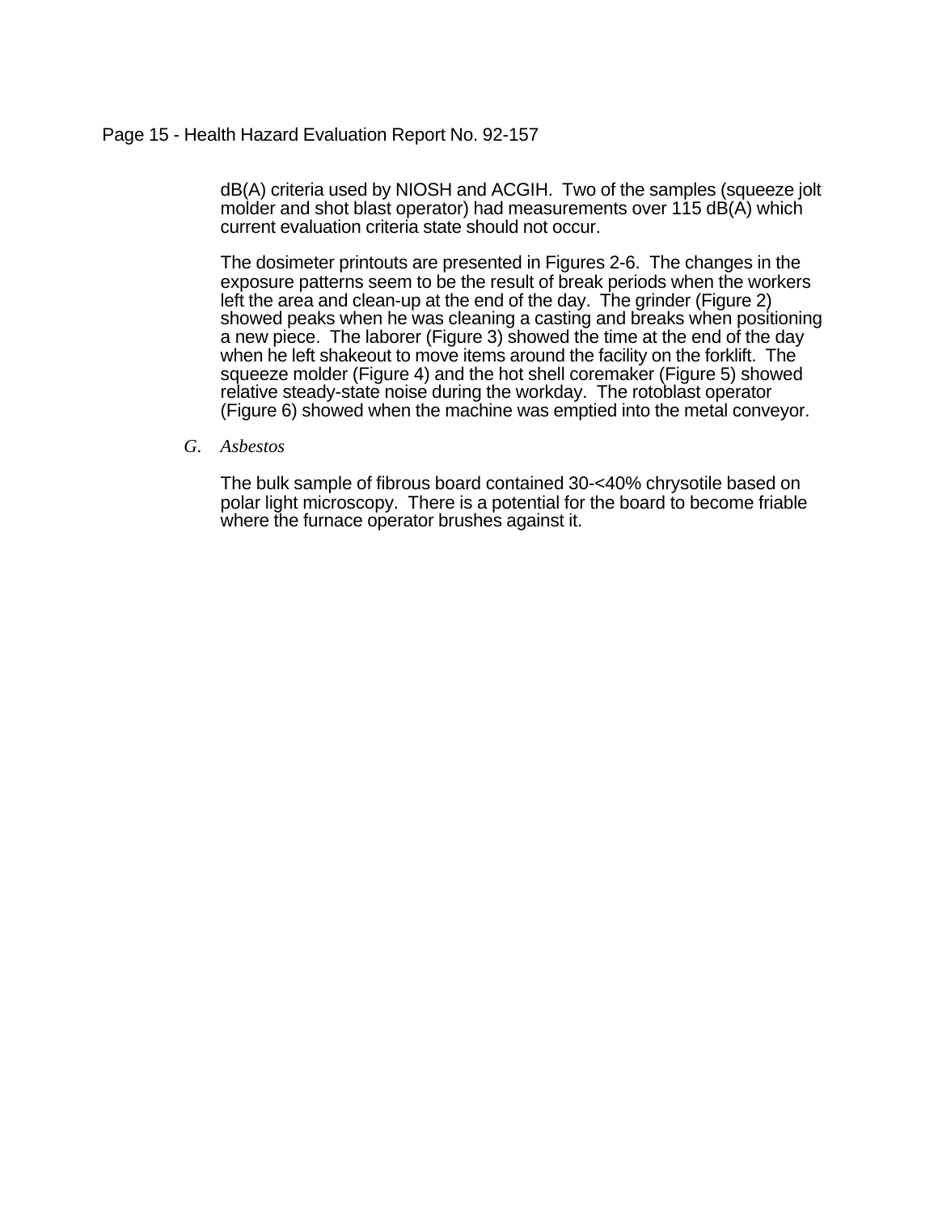dB(A) criteria used by NIOSH and ACGIH. Two of the samples (squeeze jolt molder and shot blast operator) had measurements over 115 dB(A) which current evaluation criteria state should not occur.

The dosimeter printouts are presented in Figures 2-6. The changes in the exposure patterns seem to be the result of break periods when the workers left the area and clean-up at the end of the day. The grinder (Figure 2) showed peaks when he was cleaning a casting and breaks when positioning a new piece. The laborer (Figure 3) showed the time at the end of the day when he left shakeout to move items around the facility on the forklift. The squeeze molder (Figure 4) and the hot shell coremaker (Figure 5) showed relative steady-state noise during the workday. The rotoblast operator (Figure 6) showed when the machine was emptied into the metal conveyor.

### G. *Asbestos*

The bulk sample of fibrous board contained 30-<40% chrysotile based on polar light microscopy. There is a potential for the board to become friable where the furnace operator brushes against it.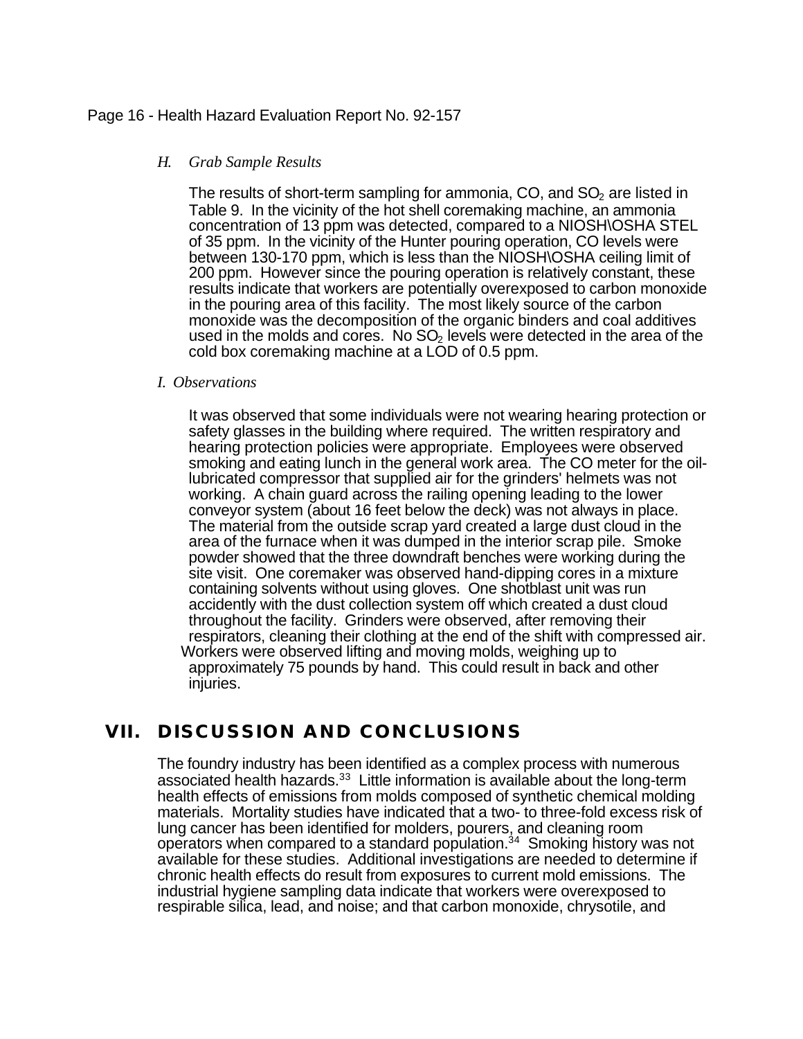### *H. Grab Sample Results*

The results of short-term sampling for ammonia, CO, and $SO_2$ are listed in Table 9. In the vicinity of the hot shell coremaking machine, an ammonia concentration of 13 ppm was detected, compared to a NIOSH\OSHA STEL of 35 ppm. In the vicinity of the Hunter pouring operation, CO levels were between 130-170 ppm, which is less than the NIOSH\OSHA ceiling limit of 200 ppm. However since the pouring operation is relatively constant, these results indicate that workers are potentially overexposed to carbon monoxide in the pouring area of this facility. The most likely source of the carbon monoxide was the decomposition of the organic binders and coal additives used in the molds and cores. No $SO_2$ levels were detected in the area of the cold box coremaking machine at a LOD of 0.5 ppm.

### *I. Observations*

It was observed that some individuals were not wearing hearing protection or safety glasses in the building where required. The written respiratory and hearing protection policies were appropriate. Employees were observed smoking and eating lunch in the general work area. The CO meter for the oil-lubricated compressor that supplied air for the grinders' helmets was not working. A chain guard across the railing opening leading to the lower conveyor system (about 16 feet below the deck) was not always in place. The material from the outside scrap yard created a large dust cloud in the area of the furnace when it was dumped in the interior scrap pile. Smoke powder showed that the three downdraft benches were working during the site visit. One coremaker was observed hand-dipping cores in a mixture containing solvents without using gloves. One shotblast unit was run accidently with the dust collection system off which created a dust cloud throughout the facility. Grinders were observed, after removing their respirators, cleaning their clothing at the end of the shift with compressed air. Workers were observed lifting and moving molds, weighing up to approximately 75 pounds by hand. This could result in back and other injuries.

## VII. DISCUSSION AND CONCLUSIONS

The foundry industry has been identified as a complex process with numerous associated health hazards.[33] Little information is available about the long-term health effects of emissions from molds composed of synthetic chemical molding materials. Mortality studies have indicated that a two- to three-fold excess risk of lung cancer has been identified for molders, pourers, and cleaning room operators when compared to a standard population.[34] Smoking history was not available for these studies. Additional investigations are needed to determine if chronic health effects do result from exposures to current mold emissions. The industrial hygiene sampling data indicate that workers were overexposed to respirable silica, lead, and noise; and that carbon monoxide, chrysotile, and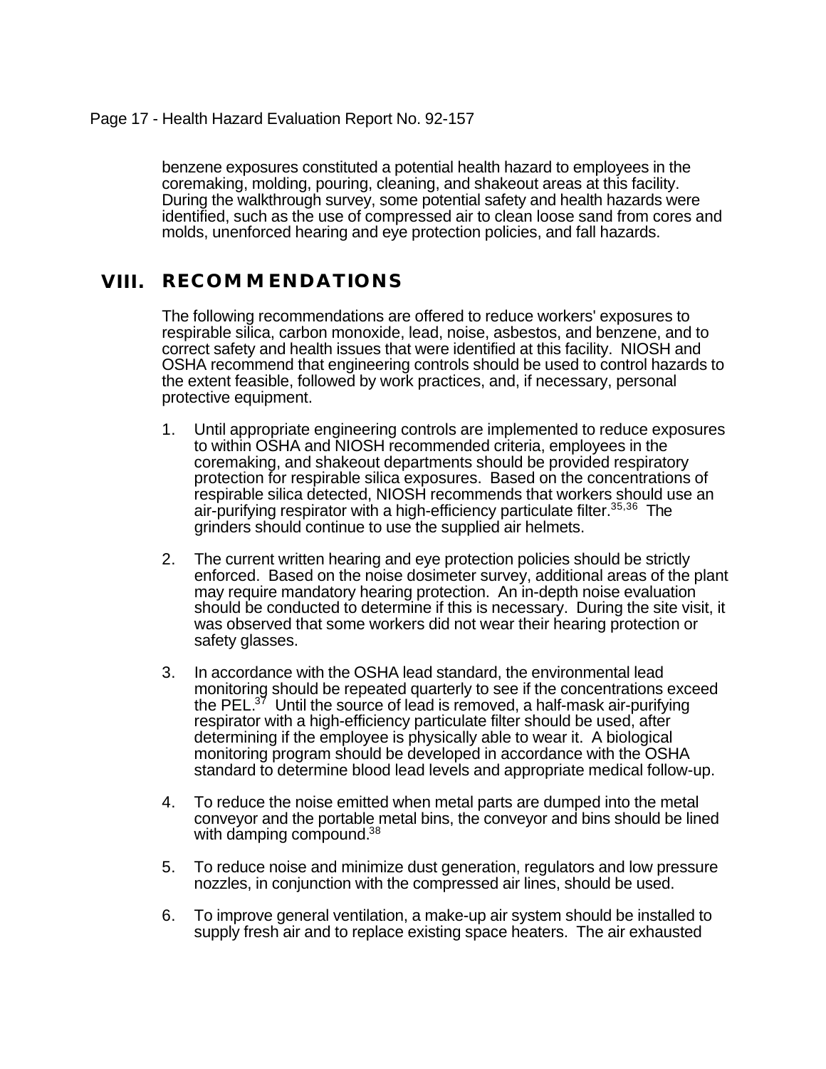benzene exposures constituted a potential health hazard to employees in the coremaking, molding, pouring, cleaning, and shakeout areas at this facility. During the walkthrough survey, some potential safety and health hazards were identified, such as the use of compressed air to clean loose sand from cores and molds, unenforced hearing and eye protection policies, and fall hazards.

# VIII. RECOMMENDATIONS

The following recommendations are offered to reduce workers' exposures to respirable silica, carbon monoxide, lead, noise, asbestos, and benzene, and to correct safety and health issues that were identified at this facility. NIOSH and OSHA recommend that engineering controls should be used to control hazards to the extent feasible, followed by work practices, and, if necessary, personal protective equipment.

1. Until appropriate engineering controls are implemented to reduce exposures to within OSHA and NIOSH recommended criteria, employees in the coremaking, and shakeout departments should be provided respiratory protection for respirable silica exposures. Based on the concentrations of respirable silica detected, NIOSH recommends that workers should use an air-purifying respirator with a high-efficiency particulate filter.[35,36] The grinders should continue to use the supplied air helmets.

2. The current written hearing and eye protection policies should be strictly enforced. Based on the noise dosimeter survey, additional areas of the plant may require mandatory hearing protection. An in-depth noise evaluation should be conducted to determine if this is necessary. During the site visit, it was observed that some workers did not wear their hearing protection or safety glasses.

3. In accordance with the OSHA lead standard, the environmental lead monitoring should be repeated quarterly to see if the concentrations exceed the PEL.[37] Until the source of lead is removed, a half-mask air-purifying respirator with a high-efficiency particulate filter should be used, after determining if the employee is physically able to wear it. A biological monitoring program should be developed in accordance with the OSHA standard to determine blood lead levels and appropriate medical follow-up.

4. To reduce the noise emitted when metal parts are dumped into the metal conveyor and the portable metal bins, the conveyor and bins should be lined with damping compound.[38]

5. To reduce noise and minimize dust generation, regulators and low pressure nozzles, in conjunction with the compressed air lines, should be used.

6. To improve general ventilation, a make-up air system should be installed to supply fresh air and to replace existing space heaters. The air exhausted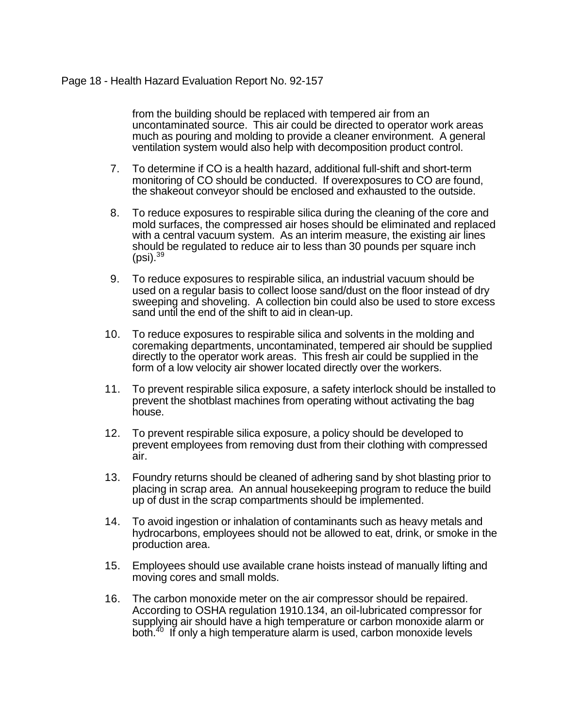from the building should be replaced with tempered air from an uncontaminated source. This air could be directed to operator work areas much as pouring and molding to provide a cleaner environment. A general ventilation system would also help with decomposition product control.

7. To determine if CO is a health hazard, additional full-shift and short-term monitoring of CO should be conducted. If overexposures to CO are found, the shakeout conveyor should be enclosed and exhausted to the outside.

8. To reduce exposures to respirable silica during the cleaning of the core and mold surfaces, the compressed air hoses should be eliminated and replaced with a central vacuum system. As an interim measure, the existing air lines should be regulated to reduce air to less than 30 pounds per square inch (psi).[39]

9. To reduce exposures to respirable silica, an industrial vacuum should be used on a regular basis to collect loose sand/dust on the floor instead of dry sweeping and shoveling. A collection bin could also be used to store excess sand until the end of the shift to aid in clean-up.

10. To reduce exposures to respirable silica and solvents in the molding and coremaking departments, uncontaminated, tempered air should be supplied directly to the operator work areas. This fresh air could be supplied in the form of a low velocity air shower located directly over the workers.

11. To prevent respirable silica exposure, a safety interlock should be installed to prevent the shotblast machines from operating without activating the bag house.

12. To prevent respirable silica exposure, a policy should be developed to prevent employees from removing dust from their clothing with compressed air.

13. Foundry returns should be cleaned of adhering sand by shot blasting prior to placing in scrap area. An annual housekeeping program to reduce the build up of dust in the scrap compartments should be implemented.

14. To avoid ingestion or inhalation of contaminants such as heavy metals and hydrocarbons, employees should not be allowed to eat, drink, or smoke in the production area.

15. Employees should use available crane hoists instead of manually lifting and moving cores and small molds.

16. The carbon monoxide meter on the air compressor should be repaired. According to OSHA regulation 1910.134, an oil-lubricated compressor for supplying air should have a high temperature or carbon monoxide alarm or both.[40] If only a high temperature alarm is used, carbon monoxide levels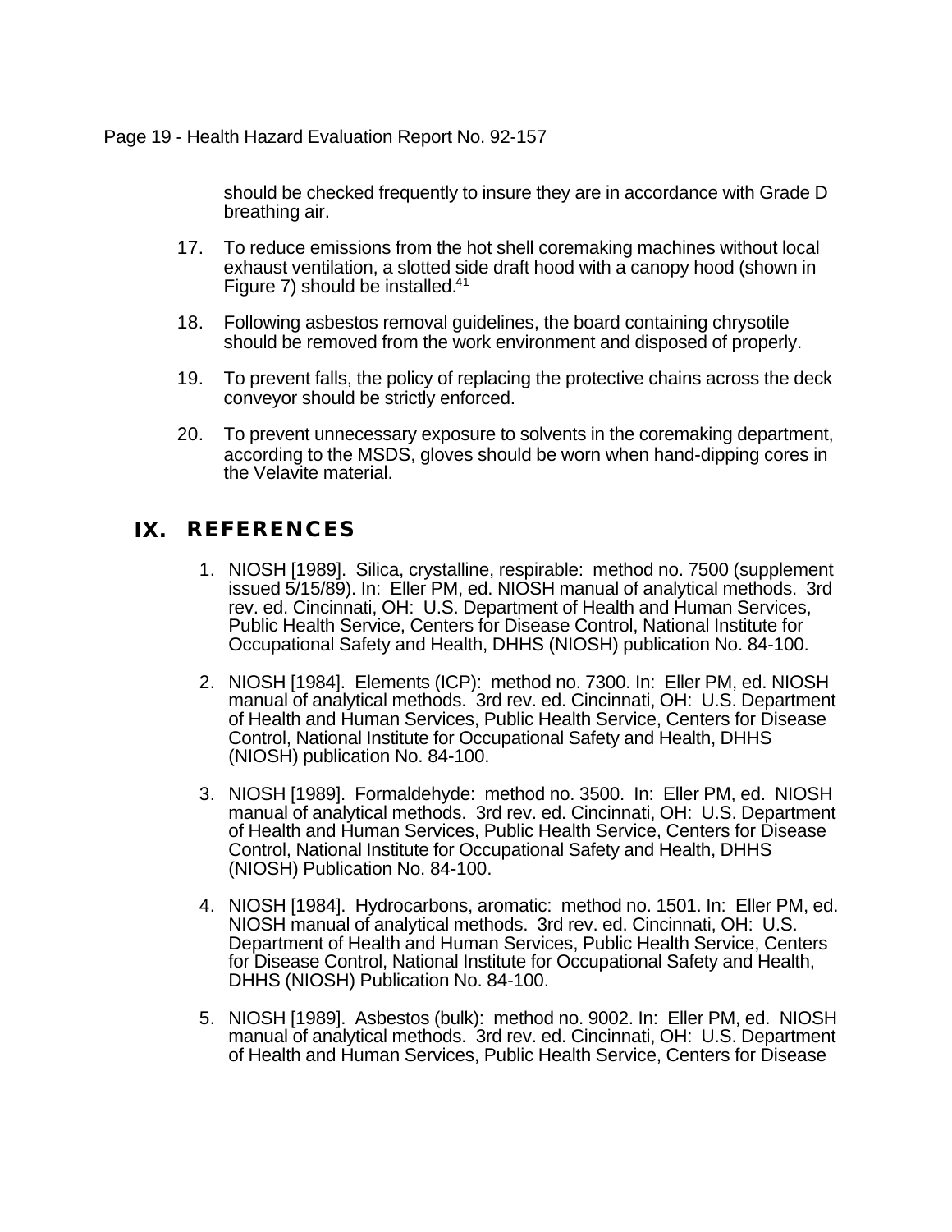should be checked frequently to insure they are in accordance with Grade D breathing air.

17. To reduce emissions from the hot shell coremaking machines without local exhaust ventilation, a slotted side draft hood with a canopy hood (shown in Figure 7) should be installed.[41]

18. Following asbestos removal guidelines, the board containing chrysotile should be removed from the work environment and disposed of properly.

19. To prevent falls, the policy of replacing the protective chains across the deck conveyor should be strictly enforced.

20. To prevent unnecessary exposure to solvents in the coremaking department, according to the MSDS, gloves should be worn when hand-dipping cores in the Velavite material.

# IX. REFERENCES

1. NIOSH [1989]. Silica, crystalline, respirable: method no. 7500 (supplement issued 5/15/89). In: Eller PM, ed. NIOSH manual of analytical methods. 3rd rev. ed. Cincinnati, OH: U.S. Department of Health and Human Services, Public Health Service, Centers for Disease Control, National Institute for Occupational Safety and Health, DHHS (NIOSH) publication No. 84-100.

2. NIOSH [1984]. Elements (ICP): method no. 7300. In: Eller PM, ed. NIOSH manual of analytical methods. 3rd rev. ed. Cincinnati, OH: U.S. Department of Health and Human Services, Public Health Service, Centers for Disease Control, National Institute for Occupational Safety and Health, DHHS (NIOSH) publication No. 84-100.

3. NIOSH [1989]. Formaldehyde: method no. 3500. In: Eller PM, ed. NIOSH manual of analytical methods. 3rd rev. ed. Cincinnati, OH: U.S. Department of Health and Human Services, Public Health Service, Centers for Disease Control, National Institute for Occupational Safety and Health, DHHS (NIOSH) Publication No. 84-100.

4. NIOSH [1984]. Hydrocarbons, aromatic: method no. 1501. In: Eller PM, ed. NIOSH manual of analytical methods. 3rd rev. ed. Cincinnati, OH: U.S. Department of Health and Human Services, Public Health Service, Centers for Disease Control, National Institute for Occupational Safety and Health, DHHS (NIOSH) Publication No. 84-100.

5. NIOSH [1989]. Asbestos (bulk): method no. 9002. In: Eller PM, ed. NIOSH manual of analytical methods. 3rd rev. ed. Cincinnati, OH: U.S. Department of Health and Human Services, Public Health Service, Centers for Disease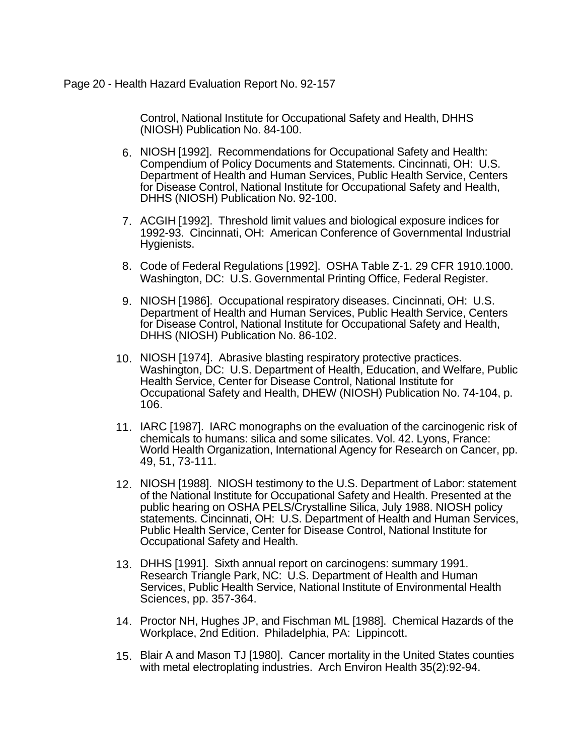Control, National Institute for Occupational Safety and Health, DHHS (NIOSH) Publication No. 84-100.

6. NIOSH [1992]. Recommendations for Occupational Safety and Health: Compendium of Policy Documents and Statements. Cincinnati, OH: U.S. Department of Health and Human Services, Public Health Service, Centers for Disease Control, National Institute for Occupational Safety and Health, DHHS (NIOSH) Publication No. 92-100.

7. ACGIH [1992]. Threshold limit values and biological exposure indices for 1992-93. Cincinnati, OH: American Conference of Governmental Industrial Hygienists.

8. Code of Federal Regulations [1992]. OSHA Table Z-1. 29 CFR 1910.1000. Washington, DC: U.S. Governmental Printing Office, Federal Register.

9. NIOSH [1986]. Occupational respiratory diseases. Cincinnati, OH: U.S. Department of Health and Human Services, Public Health Service, Centers for Disease Control, National Institute for Occupational Safety and Health, DHHS (NIOSH) Publication No. 86-102.

10. NIOSH [1974]. Abrasive blasting respiratory protective practices. Washington, DC: U.S. Department of Health, Education, and Welfare, Public Health Service, Center for Disease Control, National Institute for Occupational Safety and Health, DHEW (NIOSH) Publication No. 74-104, p. 106.

11. IARC [1987]. IARC monographs on the evaluation of the carcinogenic risk of chemicals to humans: silica and some silicates. Vol. 42. Lyons, France: World Health Organization, International Agency for Research on Cancer, pp. 49, 51, 73-111.

12. NIOSH [1988]. NIOSH testimony to the U.S. Department of Labor: statement of the National Institute for Occupational Safety and Health. Presented at the public hearing on OSHA PELS/Crystalline Silica, July 1988. NIOSH policy statements. Cincinnati, OH: U.S. Department of Health and Human Services, Public Health Service, Center for Disease Control, National Institute for Occupational Safety and Health.

13. DHHS [1991]. Sixth annual report on carcinogens: summary 1991. Research Triangle Park, NC: U.S. Department of Health and Human Services, Public Health Service, National Institute of Environmental Health Sciences, pp. 357-364.

14. Proctor NH, Hughes JP, and Fischman ML [1988]. Chemical Hazards of the Workplace, 2nd Edition. Philadelphia, PA: Lippincott.

15. Blair A and Mason TJ [1980]. Cancer mortality in the United States counties with metal electroplating industries. Arch Environ Health 35(2):92-94.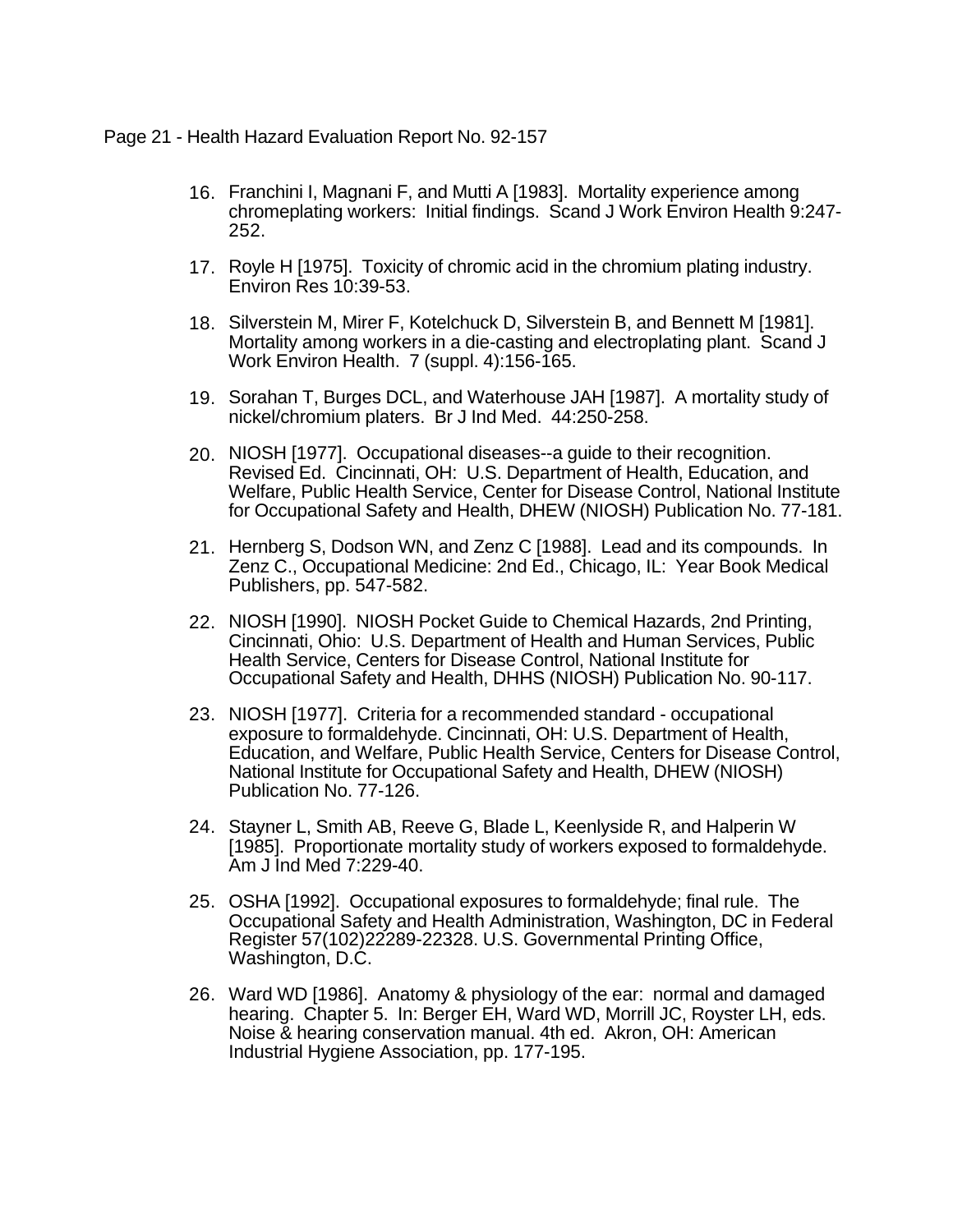16. Franchini I, Magnani F, and Mutti A [1983]. Mortality experience among chromeplating workers: Initial findings. Scand J Work Environ Health 9:247-252.

17. Royle H [1975]. Toxicity of chromic acid in the chromium plating industry. Environ Res 10:39-53.

18. Silverstein M, Mirer F, Kotelchuck D, Silverstein B, and Bennett M [1981]. Mortality among workers in a die-casting and electroplating plant. Scand J Work Environ Health. 7 (suppl. 4):156-165.

19. Sorahan T, Burges DCL, and Waterhouse JAH [1987]. A mortality study of nickel/chromium platers. Br J Ind Med. 44:250-258.

20. NIOSH [1977]. Occupational diseases--a guide to their recognition. Revised Ed. Cincinnati, OH: U.S. Department of Health, Education, and Welfare, Public Health Service, Center for Disease Control, National Institute for Occupational Safety and Health, DHEW (NIOSH) Publication No. 77-181.

21. Hernberg S, Dodson WN, and Zenz C [1988]. Lead and its compounds. In Zenz C., Occupational Medicine: 2nd Ed., Chicago, IL: Year Book Medical Publishers, pp. 547-582.

22. NIOSH [1990]. NIOSH Pocket Guide to Chemical Hazards, 2nd Printing, Cincinnati, Ohio: U.S. Department of Health and Human Services, Public Health Service, Centers for Disease Control, National Institute for Occupational Safety and Health, DHHS (NIOSH) Publication No. 90-117.

23. NIOSH [1977]. Criteria for a recommended standard - occupational exposure to formaldehyde. Cincinnati, OH: U.S. Department of Health, Education, and Welfare, Public Health Service, Centers for Disease Control, National Institute for Occupational Safety and Health, DHEW (NIOSH) Publication No. 77-126.

24. Stayner L, Smith AB, Reeve G, Blade L, Keenlyside R, and Halperin W [1985]. Proportionate mortality study of workers exposed to formaldehyde. Am J Ind Med 7:229-40.

25. OSHA [1992]. Occupational exposures to formaldehyde; final rule. The Occupational Safety and Health Administration, Washington, DC in Federal Register 57(102)22289-22328. U.S. Governmental Printing Office, Washington, D.C.

26. Ward WD [1986]. Anatomy & physiology of the ear: normal and damaged hearing. Chapter 5. In: Berger EH, Ward WD, Morrill JC, Royster LH, eds. Noise & hearing conservation manual. 4th ed. Akron, OH: American Industrial Hygiene Association, pp. 177-195.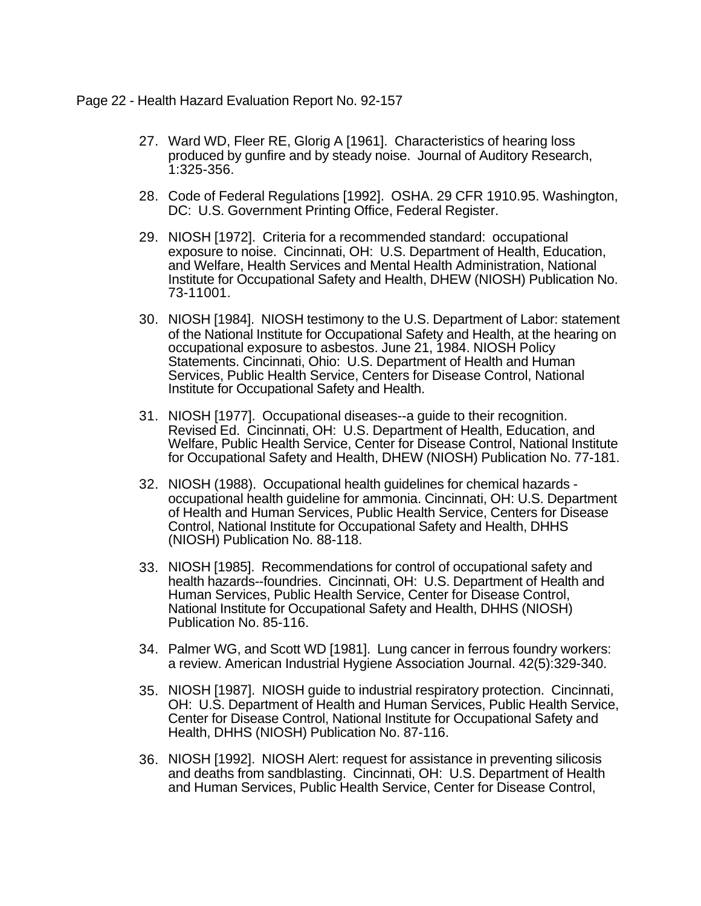27. Ward WD, Fleer RE, Glorig A [1961]. Characteristics of hearing loss produced by gunfire and by steady noise. Journal of Auditory Research, 1:325-356.

28. Code of Federal Regulations [1992]. OSHA. 29 CFR 1910.95. Washington, DC: U.S. Government Printing Office, Federal Register.

29. NIOSH [1972]. Criteria for a recommended standard: occupational exposure to noise. Cincinnati, OH: U.S. Department of Health, Education, and Welfare, Health Services and Mental Health Administration, National Institute for Occupational Safety and Health, DHEW (NIOSH) Publication No. 73-11001.

30. NIOSH [1984]. NIOSH testimony to the U.S. Department of Labor: statement of the National Institute for Occupational Safety and Health, at the hearing on occupational exposure to asbestos. June 21, 1984. NIOSH Policy Statements. Cincinnati, Ohio: U.S. Department of Health and Human Services, Public Health Service, Centers for Disease Control, National Institute for Occupational Safety and Health.

31. NIOSH [1977]. Occupational diseases--a guide to their recognition. Revised Ed. Cincinnati, OH: U.S. Department of Health, Education, and Welfare, Public Health Service, Center for Disease Control, National Institute for Occupational Safety and Health, DHEW (NIOSH) Publication No. 77-181.

32. NIOSH (1988). Occupational health guidelines for chemical hazards - occupational health guideline for ammonia. Cincinnati, OH: U.S. Department of Health and Human Services, Public Health Service, Centers for Disease Control, National Institute for Occupational Safety and Health, DHHS (NIOSH) Publication No. 88-118.

33. NIOSH [1985]. Recommendations for control of occupational safety and health hazards--foundries. Cincinnati, OH: U.S. Department of Health and Human Services, Public Health Service, Center for Disease Control, National Institute for Occupational Safety and Health, DHHS (NIOSH) Publication No. 85-116.

34. Palmer WG, and Scott WD [1981]. Lung cancer in ferrous foundry workers: a review. American Industrial Hygiene Association Journal. 42(5):329-340.

35. NIOSH [1987]. NIOSH guide to industrial respiratory protection. Cincinnati, OH: U.S. Department of Health and Human Services, Public Health Service, Center for Disease Control, National Institute for Occupational Safety and Health, DHHS (NIOSH) Publication No. 87-116.

36. NIOSH [1992]. NIOSH Alert: request for assistance in preventing silicosis and deaths from sandblasting. Cincinnati, OH: U.S. Department of Health and Human Services, Public Health Service, Center for Disease Control,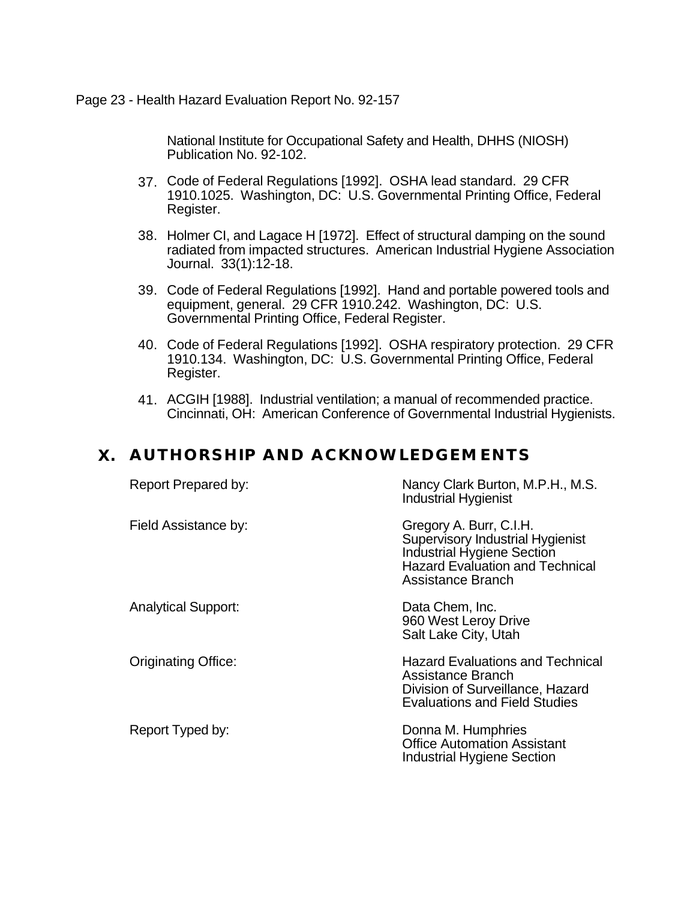National Institute for Occupational Safety and Health, DHHS (NIOSH) Publication No. 92-102.

37. Code of Federal Regulations [1992]. OSHA lead standard. 29 CFR 1910.1025. Washington, DC: U.S. Governmental Printing Office, Federal Register.

38. Holmer CI, and Lagace H [1972]. Effect of structural damping on the sound radiated from impacted structures. American Industrial Hygiene Association Journal. 33(1):12-18.

39. Code of Federal Regulations [1992]. Hand and portable powered tools and equipment, general. 29 CFR 1910.242. Washington, DC: U.S. Governmental Printing Office, Federal Register.

40. Code of Federal Regulations [1992]. OSHA respiratory protection. 29 CFR 1910.134. Washington, DC: U.S. Governmental Printing Office, Federal Register.

41. ACGIH [1988]. Industrial ventilation; a manual of recommended practice. Cincinnati, OH: American Conference of Governmental Industrial Hygienists.

# X. AUTHORSHIP AND ACKNOWLEDGEMENTS

| | |
|---|---|
| Report Prepared by: | Nancy Clark Burton, M.P.H., M.S.<br>Industrial Hygienist |
| Field Assistance by: | Gregory A. Burr, C.I.H.<br>Supervisory Industrial Hygienist<br>Industrial Hygiene Section<br>Hazard Evaluation and Technical Assistance Branch |
| Analytical Support: | Data Chem, Inc.<br>960 West Leroy Drive<br>Salt Lake City, Utah |
| Originating Office: | Hazard Evaluations and Technical Assistance Branch<br>Division of Surveillance, Hazard Evaluations and Field Studies |
| Report Typed by: | Donna M. Humphries<br>Office Automation Assistant<br>Industrial Hygiene Section |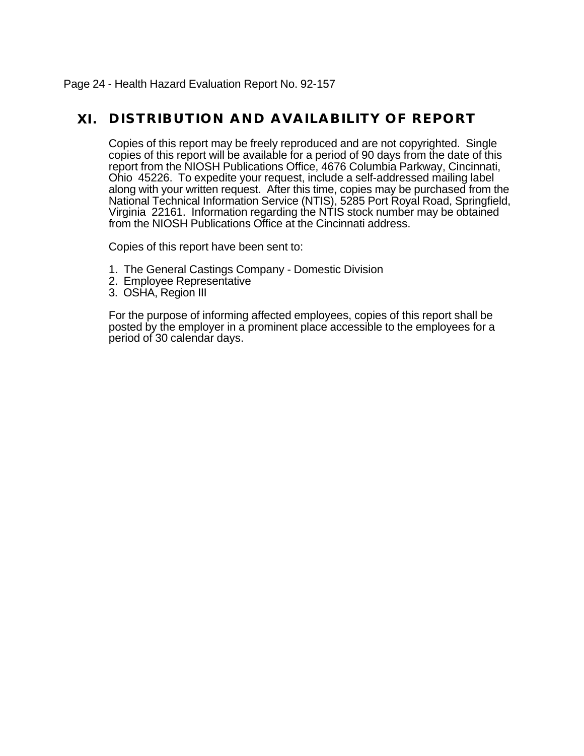# XI. DISTRIBUTION AND AVAILABILITY OF REPORT

Copies of this report may be freely reproduced and are not copyrighted. Single copies of this report will be available for a period of 90 days from the date of this report from the NIOSH Publications Office, 4676 Columbia Parkway, Cincinnati, Ohio 45226. To expedite your request, include a self-addressed mailing label along with your written request. After this time, copies may be purchased from the National Technical Information Service (NTIS), 5285 Port Royal Road, Springfield, Virginia 22161. Information regarding the NTIS stock number may be obtained from the NIOSH Publications Office at the Cincinnati address.

Copies of this report have been sent to:

1. The General Castings Company - Domestic Division
2. Employee Representative
3. OSHA, Region III

For the purpose of informing affected employees, copies of this report shall be posted by the employer in a prominent place accessible to the employees for a period of 30 calendar days.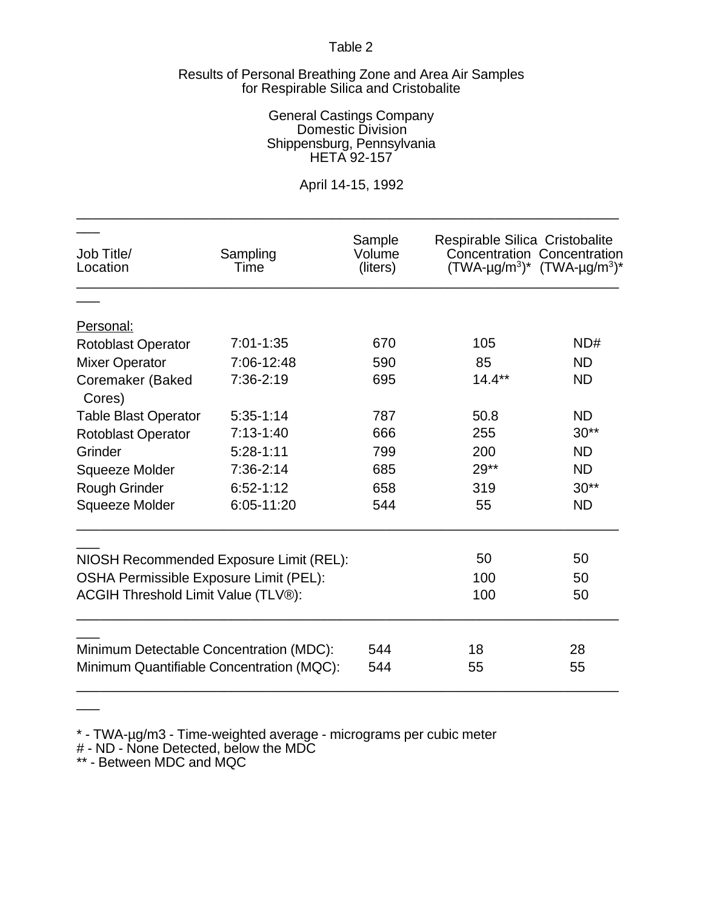Table 2

Results of Personal Breathing Zone and Area Air Samples for Respirable Silica and Cristobalite

General Castings Company
Domestic Division
Shippensburg, Pennsylvania
HETA 92-157

April 14-15, 1992

| Job Title/ Location | Sampling Time | Sample Volume (liters) | Respirable Silica Concentration (TWA-µg/m$^3$)* | Cristobalite Concentration (TWA-µg/m$^3$)* |
|---|---|---|---|---|
| Personal: | | | | |
| Rotoblast Operator | 7:01-1:35 | 670 | 105 | ND# |
| Mixer Operator | 7:06-12:48 | 590 | 85 | ND |
| Coremaker (Baked Cores) | 7:36-2:19 | 695 | 14.4** | ND |
| Table Blast Operator | 5:35-1:14 | 787 | 50.8 | ND |
| Rotoblast Operator | 7:13-1:40 | 666 | 255 | 30** |
| Grinder | 5:28-1:11 | 799 | 200 | ND |
| Squeeze Molder | 7:36-2:14 | 685 | 29** | ND |
| Rough Grinder | 6:52-1:12 | 658 | 319 | 30** |
| Squeeze Molder | 6:05-11:20 | 544 | 55 | ND |
| NIOSH Recommended Exposure Limit (REL): | | | 50 | 50 |
| OSHA Permissible Exposure Limit (PEL): | | | 100 | 50 |
| ACGIH Threshold Limit Value (TLV®): | | | 100 | 50 |
| Minimum Detectable Concentration (MDC): | | 544 | 18 | 28 |
| Minimum Quantifiable Concentration (MQC): | | 544 | 55 | 55 |

\* - TWA-µg/m3 - Time-weighted average - micrograms per cubic meter
\# - ND - None Detected, below the MDC
\** - Between MDC and MQC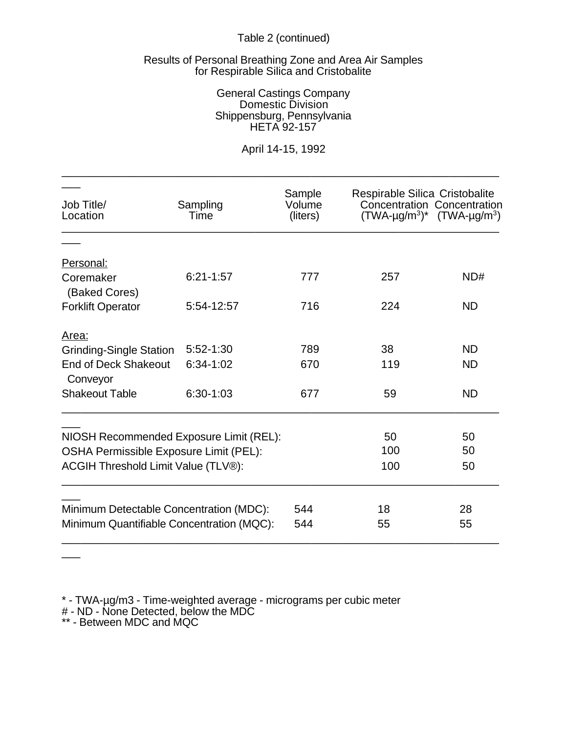Table 2 (continued)

Results of Personal Breathing Zone and Area Air Samples for Respirable Silica and Cristobalite

General Castings Company
Domestic Division
Shippensburg, Pennsylvania
HETA 92-157

April 14-15, 1992

| Job Title/ Location | Sampling Time | Sample Volume (liters) | Respirable Silica Concentration (TWA-µg/m$^3$)* | Cristobalite Concentration (TWA-µg/m$^3$) |
|---|---|---|---|---|
| Personal: | | | | |
| Coremaker (Baked Cores) | 6:21-1:57 | 777 | 257 | ND# |
| Forklift Operator | 5:54-12:57 | 716 | 224 | ND |
| Area: | | | | |
| Grinding-Single Station | 5:52-1:30 | 789 | 38 | ND |
| End of Deck Shakeout Conveyor | 6:34-1:02 | 670 | 119 | ND |
| Shakeout Table | 6:30-1:03 | 677 | 59 | ND |
| NIOSH Recommended Exposure Limit (REL): | | | 50 | 50 |
| OSHA Permissible Exposure Limit (PEL): | | | 100 | 50 |
| ACGIH Threshold Limit Value (TLV®): | | | 100 | 50 |
| Minimum Detectable Concentration (MDC): | | 544 | 18 | 28 |
| Minimum Quantifiable Concentration (MQC): | | 544 | 55 | 55 |

\* - TWA-µg/m3 - Time-weighted average - micrograms per cubic meter
\# - ND - None Detected, below the MDC
\*\* - Between MDC and MQC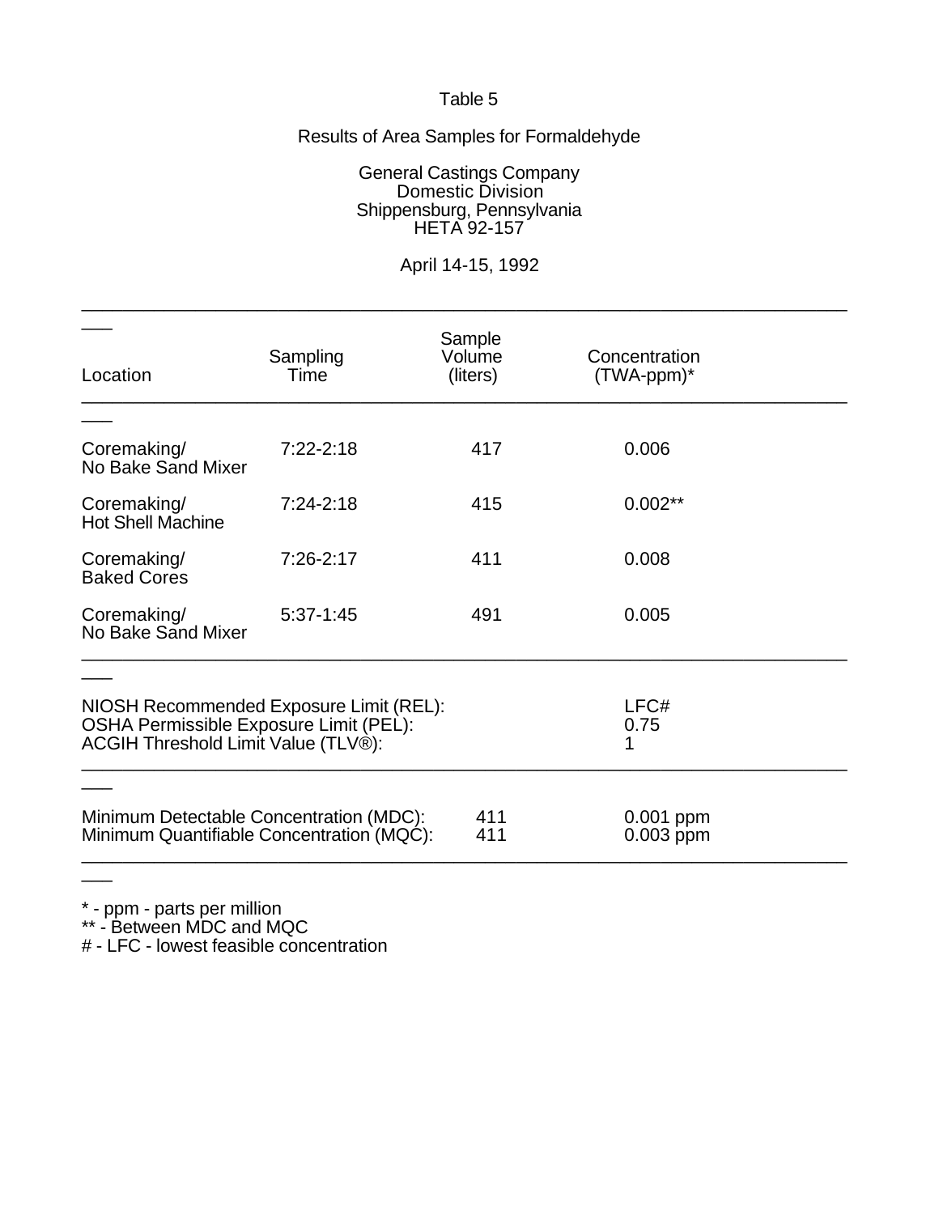Table 5

Results of Area Samples for Formaldehyde

General Castings Company
Domestic Division
Shippensburg, Pennsylvania
HETA 92-157

April 14-15, 1992

| Location | Sampling Time | Sample Volume (liters) | Concentration (TWA-ppm)* |
|---|---|---|---|
| Coremaking/ No Bake Sand Mixer | 7:22-2:18 | 417 | 0.006 |
| Coremaking/ Hot Shell Machine | 7:24-2:18 | 415 | 0.002** |
| Coremaking/ Baked Cores | 7:26-2:17 | 411 | 0.008 |
| Coremaking/ No Bake Sand Mixer | 5:37-1:45 | 491 | 0.005 |
| NIOSH Recommended Exposure Limit (REL): | | | LFC# |
| OSHA Permissible Exposure Limit (PEL): | | | 0.75 |
| ACGIH Threshold Limit Value (TLV®): | | | 1 |
| Minimum Detectable Concentration (MDC): | | 411 | 0.001 ppm |
| Minimum Quantifiable Concentration (MQC): | | 411 | 0.003 ppm |

* - ppm - parts per million
** - Between MDC and MQC
# - LFC - lowest feasible concentration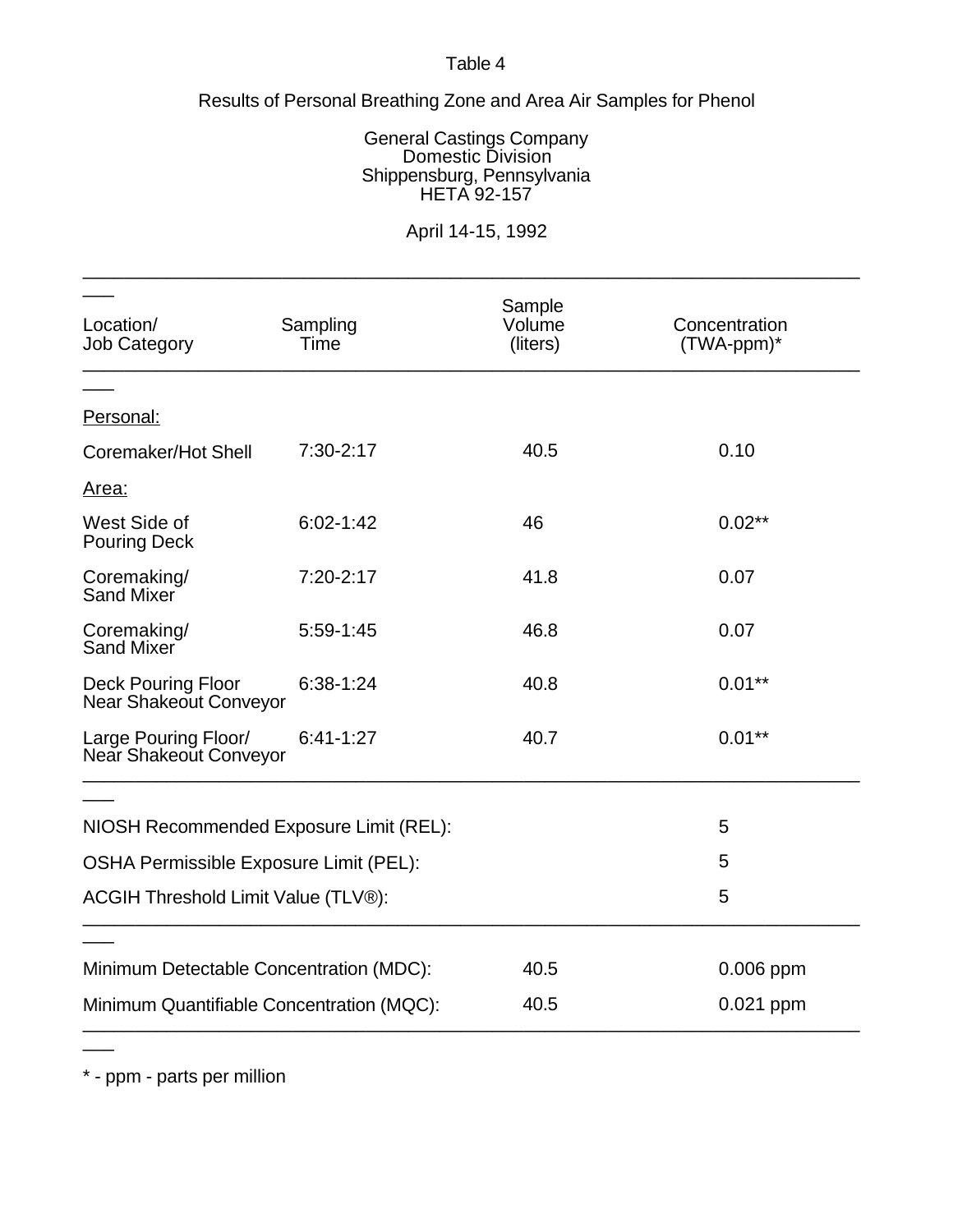Table 4

Results of Personal Breathing Zone and Area Air Samples for Phenol

General Castings Company
Domestic Division
Shippensburg, Pennsylvania
HETA 92-157

April 14-15, 1992

| Location/ Job Category | Sampling Time | Sample Volume (liters) | Concentration (TWA-ppm)* |
|---|---|---|---|
| Personal: | | | |
| Coremaker/Hot Shell | 7:30-2:17 | 40.5 | 0.10 |
| Area: | | | |
| West Side of Pouring Deck | 6:02-1:42 | 46 | 0.02** |
| Coremaking/ Sand Mixer | 7:20-2:17 | 41.8 | 0.07 |
| Coremaking/ Sand Mixer | 5:59-1:45 | 46.8 | 0.07 |
| Deck Pouring Floor Near Shakeout Conveyor | 6:38-1:24 | 40.8 | 0.01** |
| Large Pouring Floor/ Near Shakeout Conveyor | 6:41-1:27 | 40.7 | 0.01** |
| NIOSH Recommended Exposure Limit (REL): | | | 5 |
| OSHA Permissible Exposure Limit (PEL): | | | 5 |
| ACGIH Threshold Limit Value (TLV®): | | | 5 |
| Minimum Detectable Concentration (MDC): | | 40.5 | 0.006 ppm |
| Minimum Quantifiable Concentration (MQC): | | 40.5 | 0.021 ppm |

* - ppm - parts per million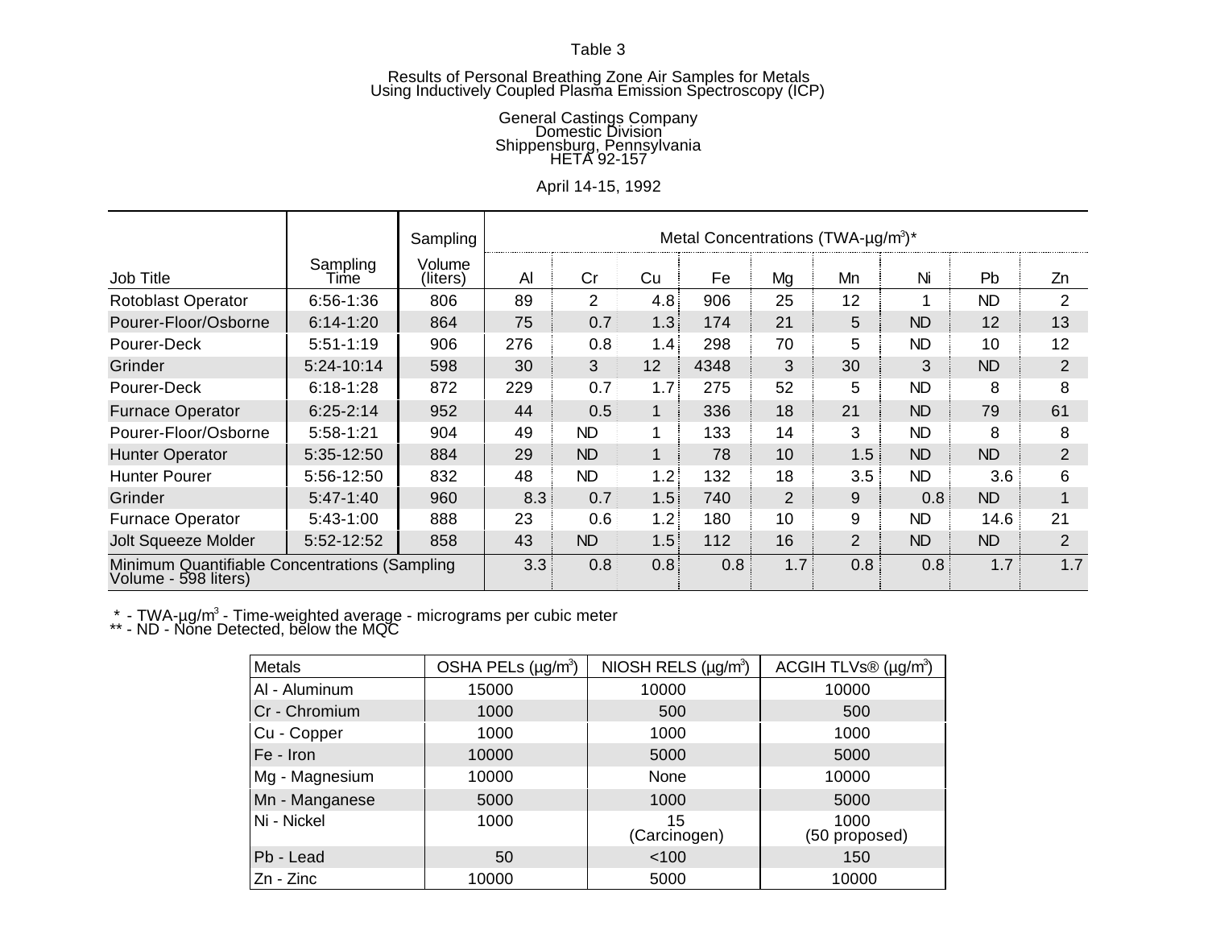Table 3

Results of Personal Breathing Zone Air Samples for Metals
Using Inductively Coupled Plasma Emission Spectroscopy (ICP)

General Castings Company
Domestic Division
Shippensburg, Pennsylvania
HETA 92-157

April 14-15, 1992

| Job Title | Sampling Time | Sampling Volume (liters) | Metal Concentrations (TWA-µg/m³)* | | | | | | | | |
|---|---|---|---|---|---|---|---|---|---|---|---|
| | | | Al | Cr | Cu | Fe | Mg | Mn | Ni | Pb | Zn |
| Rotoblast Operator | 6:56-1:36 | 806 | 89 | 2 | 4.8 | 906 | 25 | 12 | 1 | ND | 2 |
| Pourer-Floor/Osborne | 6:14-1:20 | 864 | 75 | 0.7 | 1.3 | 174 | 21 | 5 | ND | 12 | 13 |
| Pourer-Deck | 5:51-1:19 | 906 | 276 | 0.8 | 1.4 | 298 | 70 | 5 | ND | 10 | 12 |
| Grinder | 5:24-10:14 | 598 | 30 | 3 | 12 | 4348 | 3 | 30 | 3 | ND | 2 |
| Pourer-Deck | 6:18-1:28 | 872 | 229 | 0.7 | 1.7 | 275 | 52 | 5 | ND | 8 | 8 |
| Furnace Operator | 6:25-2:14 | 952 | 44 | 0.5 | 1 | 336 | 18 | 21 | ND | 79 | 61 |
| Pourer-Floor/Osborne | 5:58-1:21 | 904 | 49 | ND | 1 | 133 | 14 | 3 | ND | 8 | 8 |
| Hunter Operator | 5:35-12:50 | 884 | 29 | ND | 1 | 78 | 10 | 1.5 | ND | ND | 2 |
| Hunter Pourer | 5:56-12:50 | 832 | 48 | ND | 1.2 | 132 | 18 | 3.5 | ND | 3.6 | 6 |
| Grinder | 5:47-1:40 | 960 | 8.3 | 0.7 | 1.5 | 740 | 2 | 9 | 0.8 | ND | 1 |
| Furnace Operator | 5:43-1:00 | 888 | 23 | 0.6 | 1.2 | 180 | 10 | 9 | ND | 14.6 | 21 |
| Jolt Squeeze Molder | 5:52-12:52 | 858 | 43 | ND | 1.5 | 112 | 16 | 2 | ND | ND | 2 |
| Minimum Quantifiable Concentrations (Sampling Volume - 598 liters) | | | 3.3 | 0.8 | 0.8 | 0.8 | 1.7 | 0.8 | 0.8 | 1.7 | 1.7 |

\* - TWA-µg/m³ - Time-weighted average - micrograms per cubic meter
** - ND - None Detected, below the MQC

| Metals | OSHA PELs (µg/m³) | NIOSH RELS (µg/m³) | ACGIH TLVs® (µg/m³) |
|---|---|---|---|
| Al - Aluminum | 15000 | 10000 | 10000 |
| Cr - Chromium | 1000 | 500 | 500 |
| Cu - Copper | 1000 | 1000 | 1000 |
| Fe - Iron | 10000 | 5000 | 5000 |
| Mg - Magnesium | 10000 | None | 10000 |
| Mn - Manganese | 5000 | 1000 | 5000 |
| Ni - Nickel | 1000 | 15 (Carcinogen) | 1000 (50 proposed) |
| Pb - Lead | 50 | <100 | 150 |
| Zn - Zinc | 10000 | 5000 | 10000 |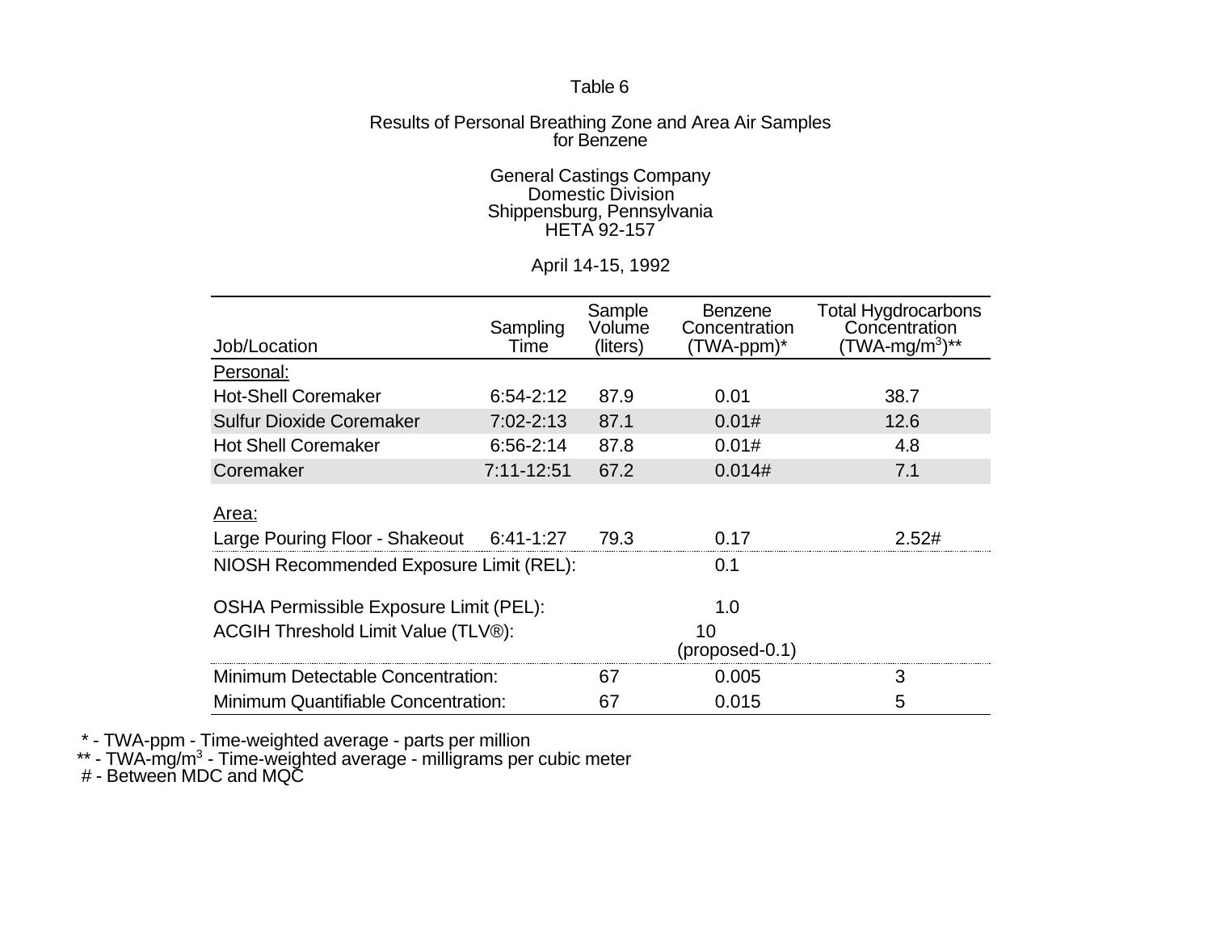Table 6

Results of Personal Breathing Zone and Area Air Samples for Benzene

General Castings Company
Domestic Division
Shippensburg, Pennsylvania
HETA 92-157

April 14-15, 1992

| Job/Location | Sampling Time | Sample Volume (liters) | Benzene Concentration (TWA-ppm)* | Total Hygdrocarbons Concentration (TWA-mg/m$^3$)** |
|---|---|---|---|---|
| Personal: | | | | |
| Hot-Shell Coremaker | 6:54-2:12 | 87.9 | 0.01 | 38.7 |
| Sulfur Dioxide Coremaker | 7:02-2:13 | 87.1 | 0.01# | 12.6 |
| Hot Shell Coremaker | 6:56-2:14 | 87.8 | 0.01# | 4.8 |
| Coremaker | 7:11-12:51 | 67.2 | 0.014# | 7.1 |
| Area: | | | | |
| Large Pouring Floor - Shakeout | 6:41-1:27 | 79.3 | 0.17 | 2.52# |
| NIOSH Recommended Exposure Limit (REL): | | | 0.1 | |
| OSHA Permissible Exposure Limit (PEL): | | | 1.0 | |
| ACGIH Threshold Limit Value (TLV®): | | | 10 (proposed-0.1) | |
| Minimum Detectable Concentration: | | 67 | 0.005 | 3 |
| Minimum Quantifiable Concentration: | | 67 | 0.015 | 5 |

* - TWA-ppm - Time-weighted average - parts per million
** - TWA-mg/m$^3$ - Time-weighted average - milligrams per cubic meter
# - Between MDC and MQC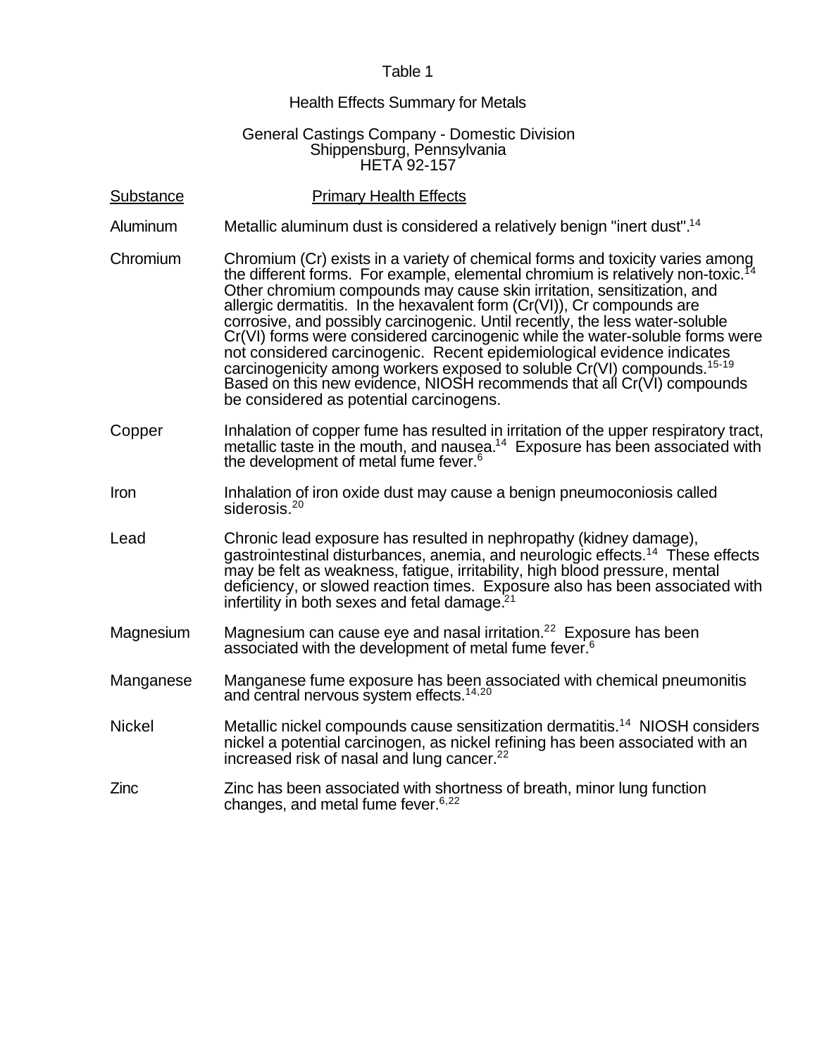Table 1

Health Effects Summary for Metals

General Castings Company - Domestic Division
Shippensburg, Pennsylvania
HETA 92-157

| Substance | Primary Health Effects |
|---|---|
| Aluminum | Metallic aluminum dust is considered a relatively benign "inert dust".[14] |
| Chromium | Chromium (Cr) exists in a variety of chemical forms and toxicity varies among the different forms. For example, elemental chromium is relatively non-toxic.[14] Other chromium compounds may cause skin irritation, sensitization, and allergic dermatitis. In the hexavalent form (Cr(VI)), Cr compounds are corrosive, and possibly carcinogenic. Until recently, the less water-soluble Cr(VI) forms were considered carcinogenic while the water-soluble forms were not considered carcinogenic. Recent epidemiological evidence indicates carcinogenicity among workers exposed to soluble Cr(VI) compounds.[15-19] Based on this new evidence, NIOSH recommends that all Cr(VI) compounds be considered as potential carcinogens. |
| Copper | Inhalation of copper fume has resulted in irritation of the upper respiratory tract, metallic taste in the mouth, and nausea.[14] Exposure has been associated with the development of metal fume fever.[6] |
| Iron | Inhalation of iron oxide dust may cause a benign pneumoconiosis called siderosis.[20] |
| Lead | Chronic lead exposure has resulted in nephropathy (kidney damage), gastrointestinal disturbances, anemia, and neurologic effects.[14] These effects may be felt as weakness, fatigue, irritability, high blood pressure, mental deficiency, or slowed reaction times. Exposure also has been associated with infertility in both sexes and fetal damage.[21] |
| Magnesium | Magnesium can cause eye and nasal irritation.[22] Exposure has been associated with the development of metal fume fever.[6] |
| Manganese | Manganese fume exposure has been associated with chemical pneumonitis and central nervous system effects.[14,20] |
| Nickel | Metallic nickel compounds cause sensitization dermatitis.[14] NIOSH considers nickel a potential carcinogen, as nickel refining has been associated with an increased risk of nasal and lung cancer.[22] |
| Zinc | Zinc has been associated with shortness of breath, minor lung function changes, and metal fume fever.[6,22] |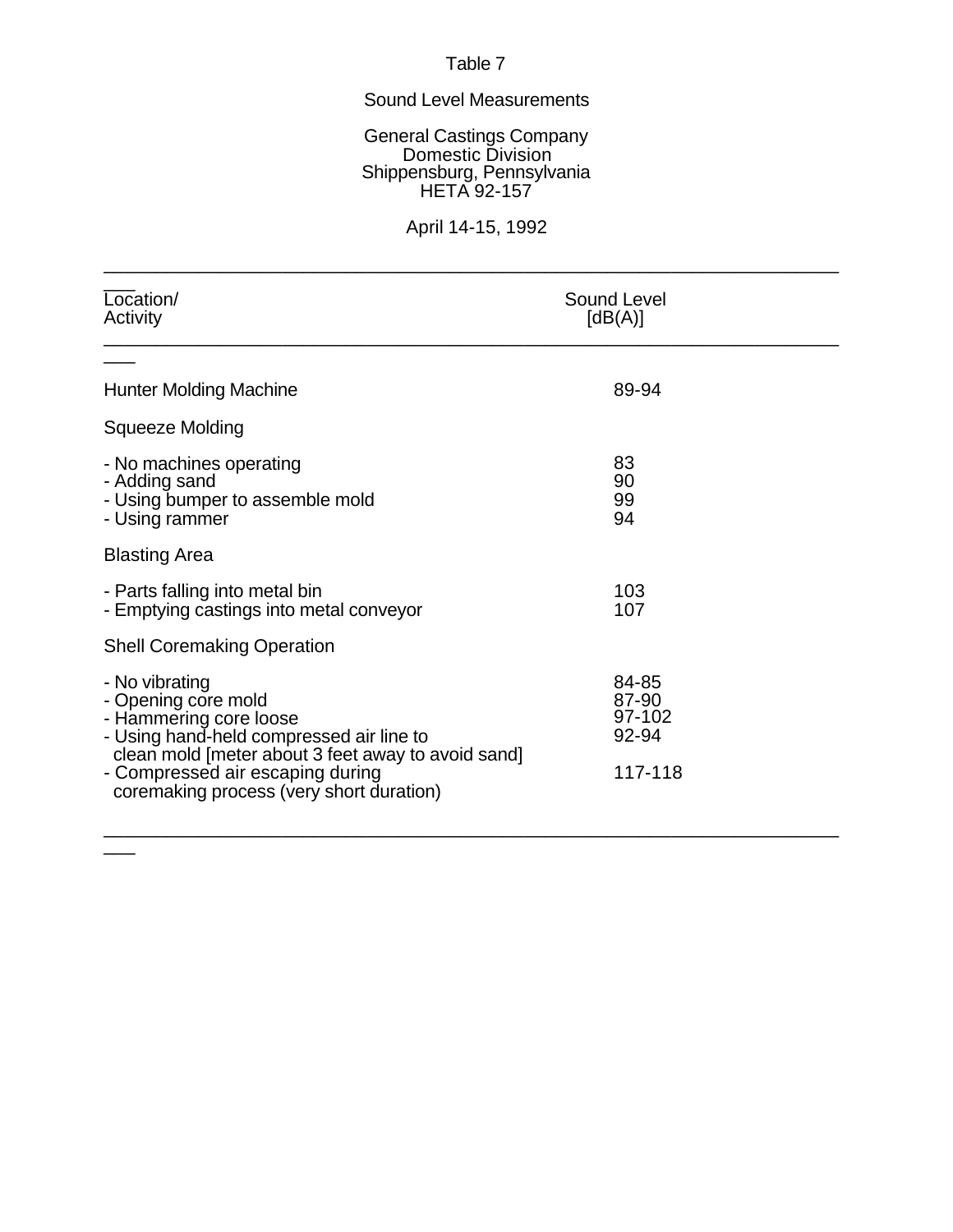Table 7

Sound Level Measurements

General Castings Company
Domestic Division
Shippensburg, Pennsylvania
HETA 92-157

April 14-15, 1992

| Location/ Activity | Sound Level [dB(A)] |
|---|---|
| Hunter Molding Machine | 89-94 |
| Squeeze Molding | |
| - No machines operating | 83 |
| - Adding sand | 90 |
| - Using bumper to assemble mold | 99 |
| - Using rammer | 94 |
| Blasting Area | |
| - Parts falling into metal bin | 103 |
| - Emptying castings into metal conveyor | 107 |
| Shell Coremaking Operation | |
| - No vibrating | 84-85 |
| - Opening core mold | 87-90 |
| - Hammering core loose | 97-102 |
| - Using hand-held compressed air line to clean mold [meter about 3 feet away to avoid sand] | 92-94 |
| - Compressed air escaping during coremaking process (very short duration) | 117-118 |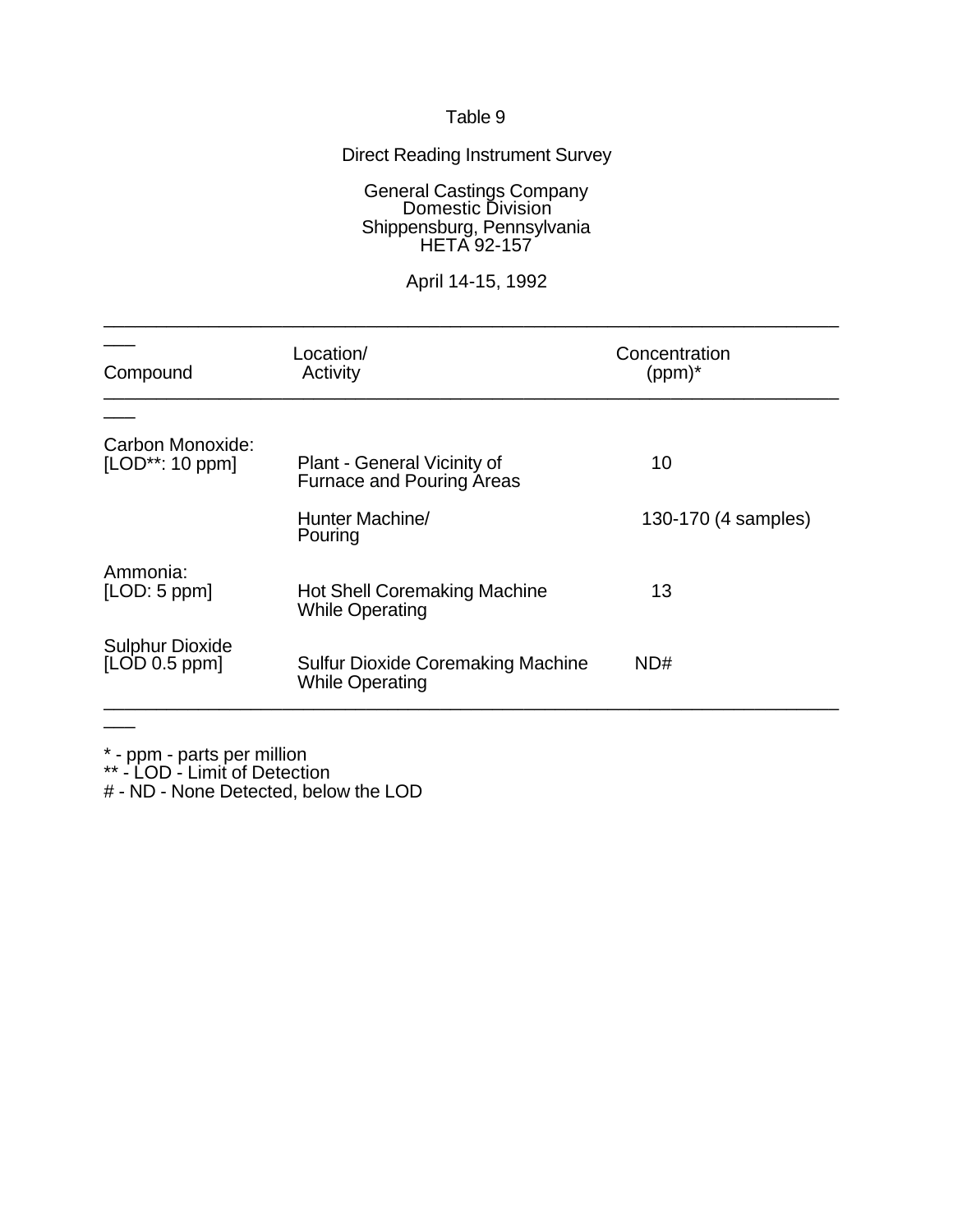Table 9

Direct Reading Instrument Survey

General Castings Company
Domestic Division
Shippensburg, Pennsylvania
HETA 92-157

April 14-15, 1992

| Compound | Location/ Activity | Concentration (ppm)* |
|---|---|---|
| Carbon Monoxide: [LOD**: 10 ppm] | Plant - General Vicinity of Furnace and Pouring Areas | 10 |
| | Hunter Machine/ Pouring | 130-170 (4 samples) |
| Ammonia: [LOD: 5 ppm] | Hot Shell Coremaking Machine While Operating | 13 |
| Sulphur Dioxide [LOD 0.5 ppm] | Sulfur Dioxide Coremaking Machine While Operating | ND# |

* - ppm - parts per million
** - LOD - Limit of Detection
# - ND - None Detected, below the LOD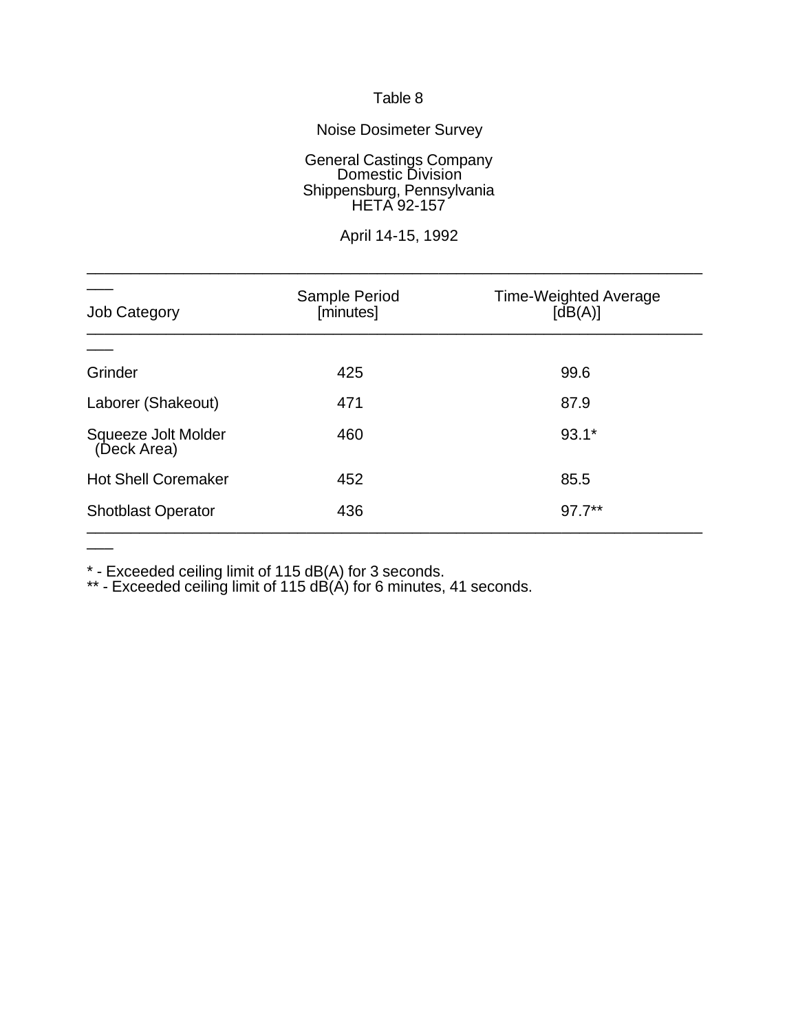Table 8

Noise Dosimeter Survey

General Castings Company
Domestic Division
Shippensburg, Pennsylvania
HETA 92-157

April 14-15, 1992

| Job Category | Sample Period [minutes] | Time-Weighted Average [dB(A)] |
|---|---|---|
| Grinder | 425 | 99.6 |
| Laborer (Shakeout) | 471 | 87.9 |
| Squeeze Jolt Molder (Deck Area) | 460 | 93.1* |
| Hot Shell Coremaker | 452 | 85.5 |
| Shotblast Operator | 436 | 97.7** |

* - Exceeded ceiling limit of 115 dB(A) for 3 seconds.
** - Exceeded ceiling limit of 115 dB(A) for 6 minutes, 41 seconds.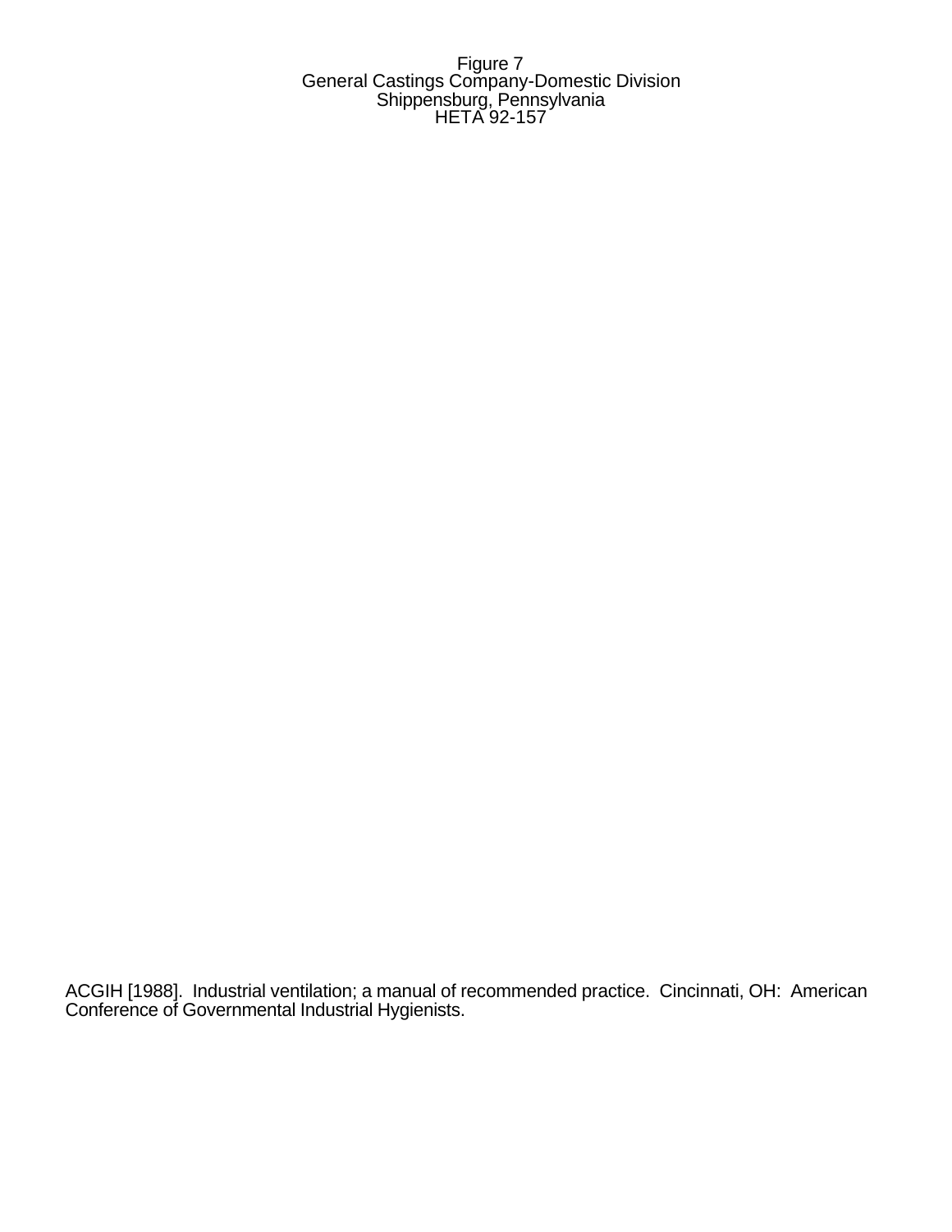Figure 7
General Castings Company-Domestic Division
Shippensburg, Pennsylvania
HETA 92-157

ACGIH [1988]. Industrial ventilation; a manual of recommended practice. Cincinnati, OH: American Conference of Governmental Industrial Hygienists.